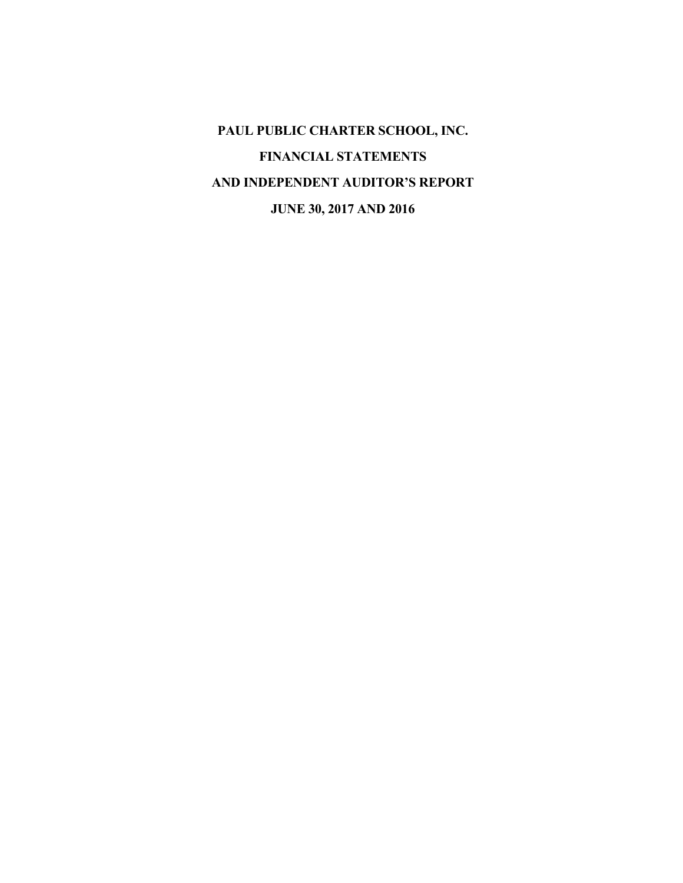# PAUL PUBLIC CHARTER SCHOOL, INC.

# FINANCIAL STATEMENTS

# AND INDEPENDENT AUDITOR'S REPORT

# JUNE 30, 2017 AND 2016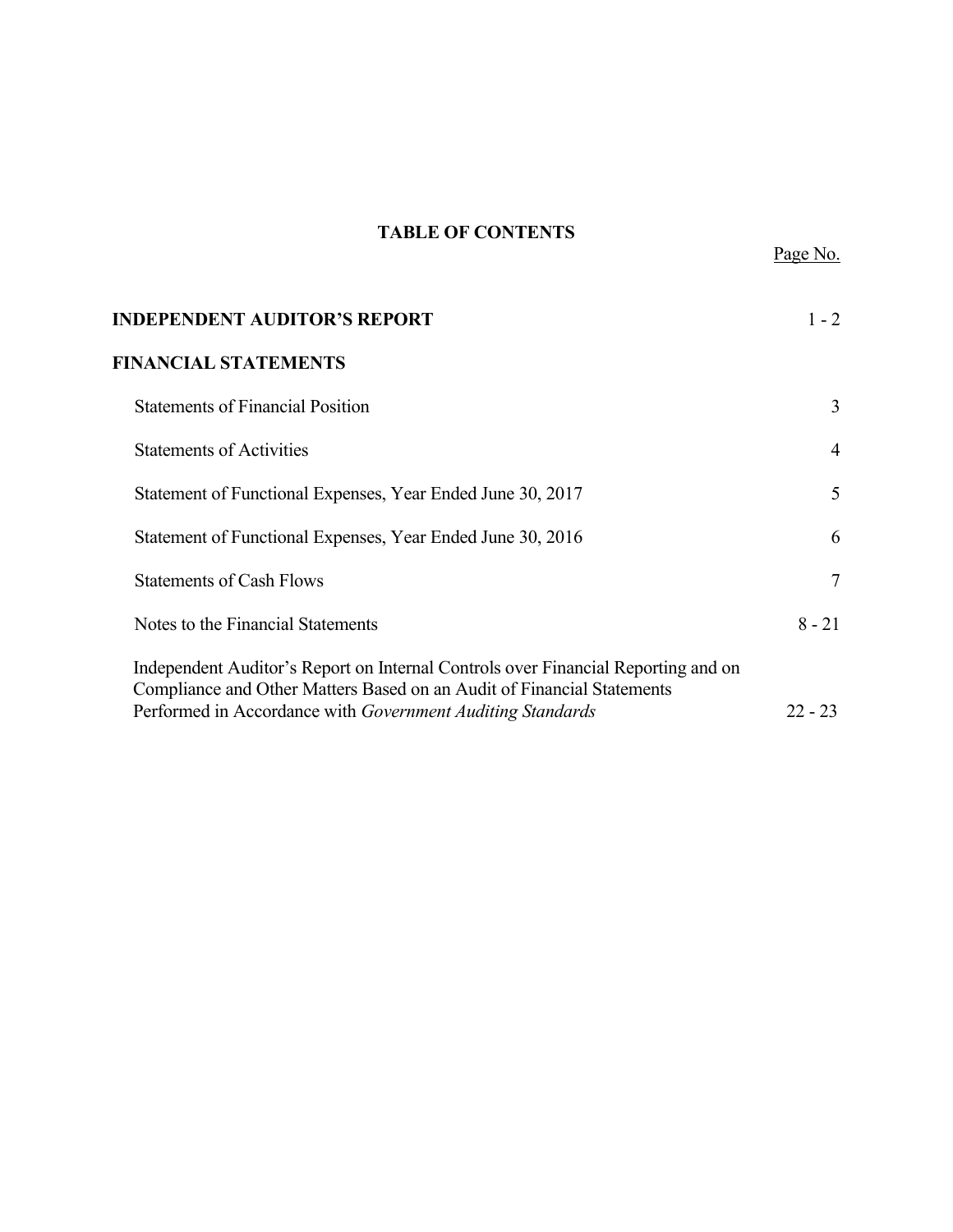# TABLE OF CONTENTS

| | Page No. |
|---|---|
| **INDEPENDENT AUDITOR'S REPORT** | 1 - 2 |
| **FINANCIAL STATEMENTS** | |
| Statements of Financial Position | 3 |
| Statements of Activities | 4 |
| Statement of Functional Expenses, Year Ended June 30, 2017 | 5 |
| Statement of Functional Expenses, Year Ended June 30, 2016 | 6 |
| Statements of Cash Flows | 7 |
| Notes to the Financial Statements | 8 - 21 |
| Independent Auditor's Report on Internal Controls over Financial Reporting and on Compliance and Other Matters Based on an Audit of Financial Statements Performed in Accordance with *Government Auditing Standards* | 22 - 23 |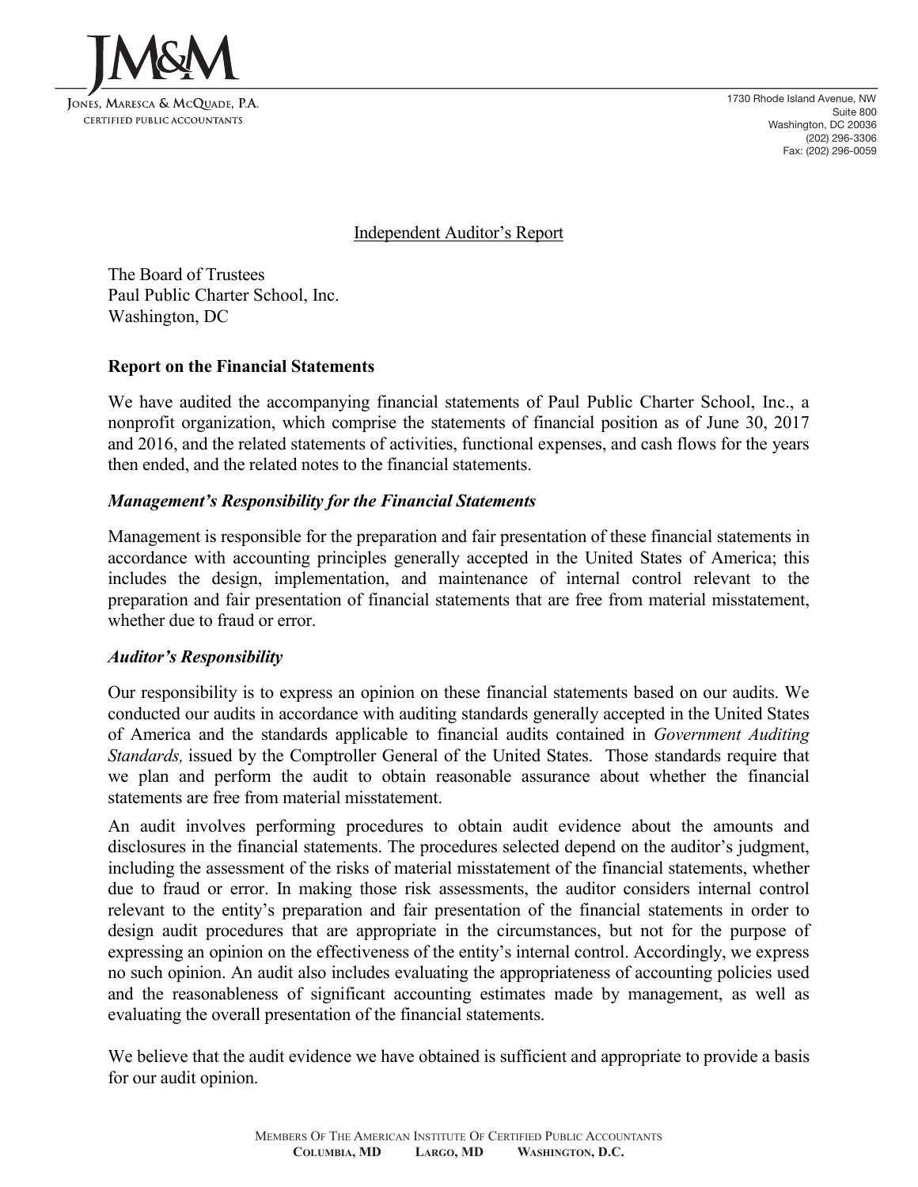JM&M

JONES, MARESCA & MCQUADE, P.A.
CERTIFIED PUBLIC ACCOUNTANTS

1730 Rhode Island Avenue, NW
Suite 800
Washington, DC 20036
(202) 296-3306
Fax: (202) 296-0059

## Independent Auditor's Report

The Board of Trustees
Paul Public Charter School, Inc.
Washington, DC

### Report on the Financial Statements

We have audited the accompanying financial statements of Paul Public Charter School, Inc., a nonprofit organization, which comprise the statements of financial position as of June 30, 2017 and 2016, and the related statements of activities, functional expenses, and cash flows for the years then ended, and the related notes to the financial statements.

#### *Management's Responsibility for the Financial Statements*

Management is responsible for the preparation and fair presentation of these financial statements in accordance with accounting principles generally accepted in the United States of America; this includes the design, implementation, and maintenance of internal control relevant to the preparation and fair presentation of financial statements that are free from material misstatement, whether due to fraud or error.

#### *Auditor's Responsibility*

Our responsibility is to express an opinion on these financial statements based on our audits. We conducted our audits in accordance with auditing standards generally accepted in the United States of America and the standards applicable to financial audits contained in *Government Auditing Standards,* issued by the Comptroller General of the United States. Those standards require that we plan and perform the audit to obtain reasonable assurance about whether the financial statements are free from material misstatement.

An audit involves performing procedures to obtain audit evidence about the amounts and disclosures in the financial statements. The procedures selected depend on the auditor's judgment, including the assessment of the risks of material misstatement of the financial statements, whether due to fraud or error. In making those risk assessments, the auditor considers internal control relevant to the entity's preparation and fair presentation of the financial statements in order to design audit procedures that are appropriate in the circumstances, but not for the purpose of expressing an opinion on the effectiveness of the entity's internal control. Accordingly, we express no such opinion. An audit also includes evaluating the appropriateness of accounting policies used and the reasonableness of significant accounting estimates made by management, as well as evaluating the overall presentation of the financial statements.

We believe that the audit evidence we have obtained is sufficient and appropriate to provide a basis for our audit opinion.

MEMBERS OF THE AMERICAN INSTITUTE OF CERTIFIED PUBLIC ACCOUNTANTS
**COLUMBIA, MD LARGO, MD WASHINGTON, D.C.**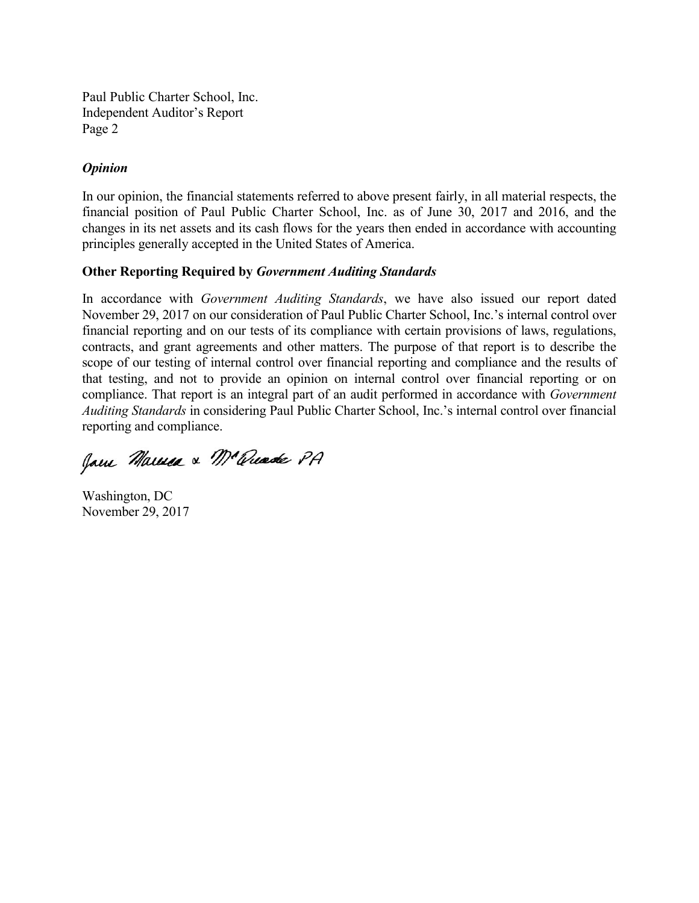### *Opinion*

In our opinion, the financial statements referred to above present fairly, in all material respects, the financial position of Paul Public Charter School, Inc. as of June 30, 2017 and 2016, and the changes in its net assets and its cash flows for the years then ended in accordance with accounting principles generally accepted in the United States of America.

### Other Reporting Required by *Government Auditing Standards*

In accordance with *Government Auditing Standards*, we have also issued our report dated November 29, 2017 on our consideration of Paul Public Charter School, Inc.'s internal control over financial reporting and on our tests of its compliance with certain provisions of laws, regulations, contracts, and grant agreements and other matters. The purpose of that report is to describe the scope of our testing of internal control over financial reporting and compliance and the results of that testing, and not to provide an opinion on internal control over financial reporting or on compliance. That report is an integral part of an audit performed in accordance with *Government Auditing Standards* in considering Paul Public Charter School, Inc.'s internal control over financial reporting and compliance.

Jane Marcus & McQuade PA

Washington, DC
November 29, 2017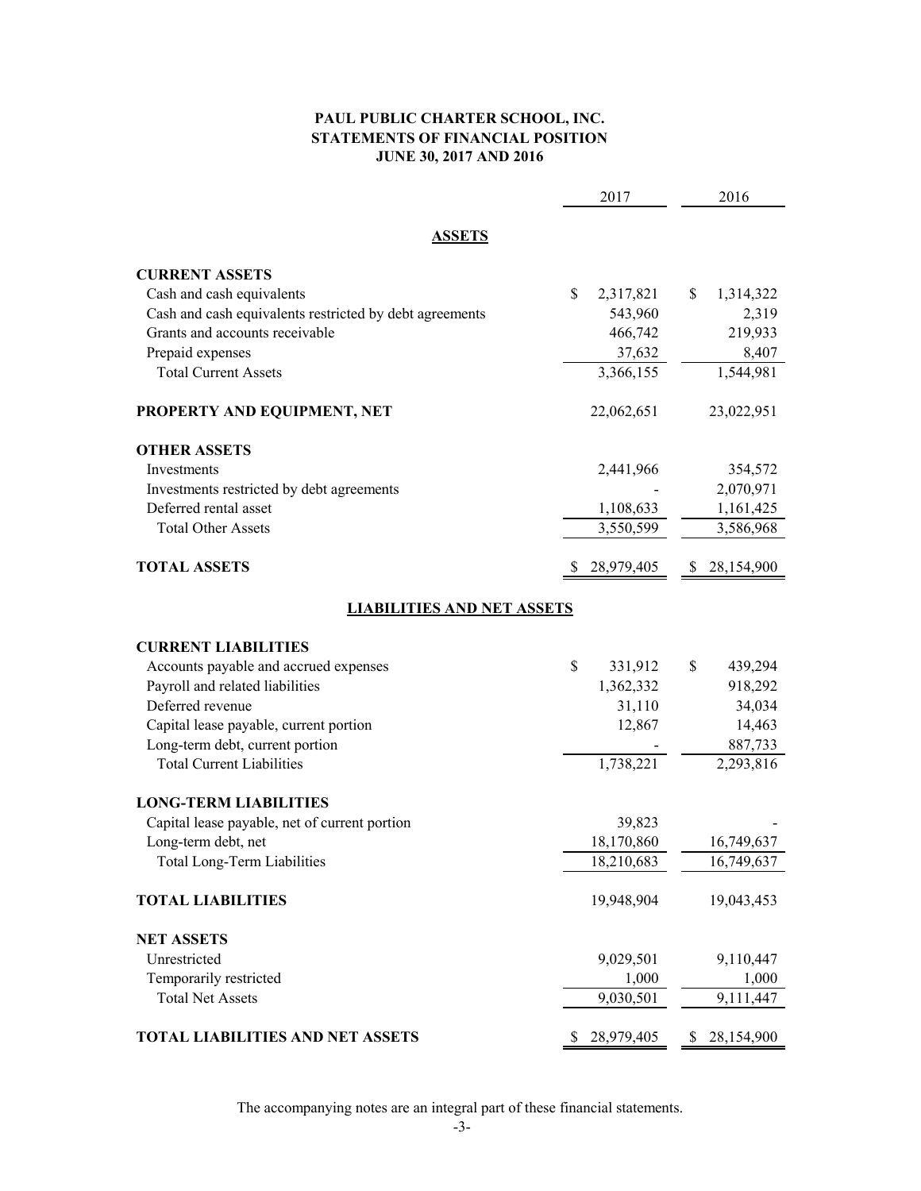# PAUL PUBLIC CHARTER SCHOOL, INC.
## STATEMENTS OF FINANCIAL POSITION
## JUNE 30, 2017 AND 2016

| | 2017 | 2016 |
|---|---|---|
| **ASSETS** | | |
| **CURRENT ASSETS** | | |
| Cash and cash equivalents | $ 2,317,821 | $ 1,314,322 |
| Cash and cash equivalents restricted by debt agreements | 543,960 | 2,319 |
| Grants and accounts receivable | 466,742 | 219,933 |
| Prepaid expenses | 37,632 | 8,407 |
| Total Current Assets | 3,366,155 | 1,544,981 |
| **PROPERTY AND EQUIPMENT, NET** | 22,062,651 | 23,022,951 |
| **OTHER ASSETS** | | |
| Investments | 2,441,966 | 354,572 |
| Investments restricted by debt agreements | - | 2,070,971 |
| Deferred rental asset | 1,108,633 | 1,161,425 |
| Total Other Assets | 3,550,599 | 3,586,968 |
| **TOTAL ASSETS** | $ 28,979,405 | $ 28,154,900 |
| **LIABILITIES AND NET ASSETS** | | |
| **CURRENT LIABILITIES** | | |
| Accounts payable and accrued expenses | $ 331,912 | $ 439,294 |
| Payroll and related liabilities | 1,362,332 | 918,292 |
| Deferred revenue | 31,110 | 34,034 |
| Capital lease payable, current portion | 12,867 | 14,463 |
| Long-term debt, current portion | - | 887,733 |
| Total Current Liabilities | 1,738,221 | 2,293,816 |
| **LONG-TERM LIABILITIES** | | |
| Capital lease payable, net of current portion | 39,823 | - |
| Long-term debt, net | 18,170,860 | 16,749,637 |
| Total Long-Term Liabilities | 18,210,683 | 16,749,637 |
| **TOTAL LIABILITIES** | 19,948,904 | 19,043,453 |
| **NET ASSETS** | | |
| Unrestricted | 9,029,501 | 9,110,447 |
| Temporarily restricted | 1,000 | 1,000 |
| Total Net Assets | 9,030,501 | 9,111,447 |
| **TOTAL LIABILITIES AND NET ASSETS** | $ 28,979,405 | $ 28,154,900 |

The accompanying notes are an integral part of these financial statements.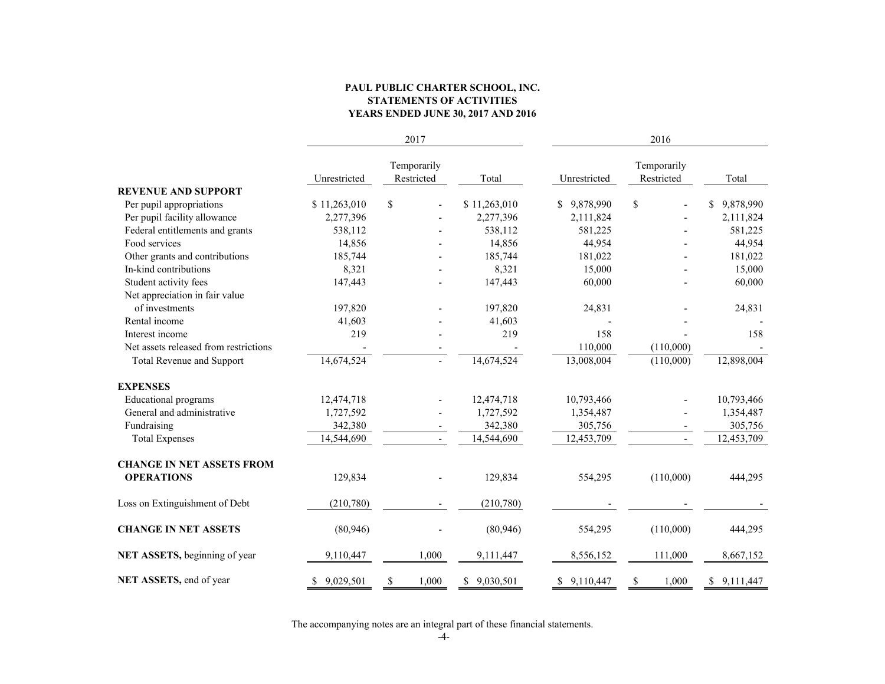**PAUL PUBLIC CHARTER SCHOOL, INC.**
**STATEMENTS OF ACTIVITIES**
**YEARS ENDED JUNE 30, 2017 AND 2016**

| | 2017 | | | 2016 | | |
|---|---|---|---|---|---|---|
| | Unrestricted | Temporarily Restricted | Total | Unrestricted | Temporarily Restricted | Total |
| **REVENUE AND SUPPORT** | | | | | | |
| Per pupil appropriations | $ 11,263,010 | $ - | $ 11,263,010 | $ 9,878,990 | $ - | $ 9,878,990 |
| Per pupil facility allowance | 2,277,396 | - | 2,277,396 | 2,111,824 | - | 2,111,824 |
| Federal entitlements and grants | 538,112 | - | 538,112 | 581,225 | - | 581,225 |
| Food services | 14,856 | - | 14,856 | 44,954 | - | 44,954 |
| Other grants and contributions | 185,744 | - | 185,744 | 181,022 | - | 181,022 |
| In-kind contributions | 8,321 | - | 8,321 | 15,000 | - | 15,000 |
| Student activity fees | 147,443 | - | 147,443 | 60,000 | - | 60,000 |
| Net appreciation in fair value of investments | 197,820 | - | 197,820 | 24,831 | - | 24,831 |
| Rental income | 41,603 | - | 41,603 | - | - | - |
| Interest income | 219 | - | 219 | 158 | - | 158 |
| Net assets released from restrictions | - | - | - | 110,000 | (110,000) | - |
| Total Revenue and Support | 14,674,524 | - | 14,674,524 | 13,008,004 | (110,000) | 12,898,004 |
| **EXPENSES** | | | | | | |
| Educational programs | 12,474,718 | - | 12,474,718 | 10,793,466 | - | 10,793,466 |
| General and administrative | 1,727,592 | - | 1,727,592 | 1,354,487 | - | 1,354,487 |
| Fundraising | 342,380 | - | 342,380 | 305,756 | - | 305,756 |
| Total Expenses | 14,544,690 | - | 14,544,690 | 12,453,709 | - | 12,453,709 |
| **CHANGE IN NET ASSETS FROM OPERATIONS** | 129,834 | - | 129,834 | 554,295 | (110,000) | 444,295 |
| Loss on Extinguishment of Debt | (210,780) | - | (210,780) | - | - | - |
| **CHANGE IN NET ASSETS** | (80,946) | - | (80,946) | 554,295 | (110,000) | 444,295 |
| **NET ASSETS,** beginning of year | 9,110,447 | 1,000 | 9,111,447 | 8,556,152 | 111,000 | 8,667,152 |
| **NET ASSETS,** end of year | $ 9,029,501 | $ 1,000 | $ 9,030,501 | $ 9,110,447 | $ 1,000 | $ 9,111,447 |

The accompanying notes are an integral part of these financial statements.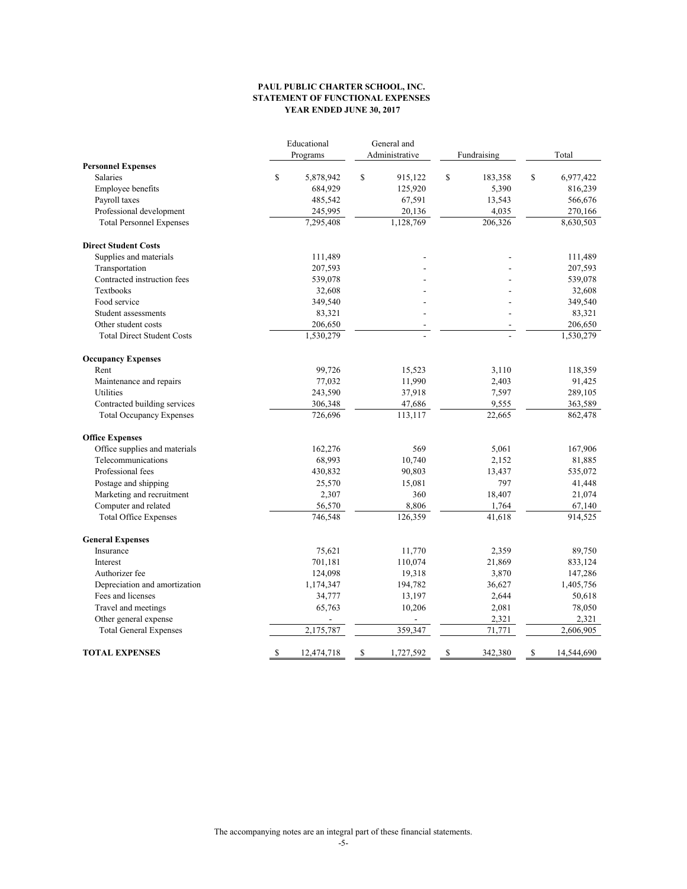**PAUL PUBLIC CHARTER SCHOOL, INC.**
**STATEMENT OF FUNCTIONAL EXPENSES**
**YEAR ENDED JUNE 30, 2017**

| | Educational Programs | General and Administrative | Fundraising | Total |
|---|---|---|---|---|
| **Personnel Expenses** | | | | |
| Salaries | $ 5,878,942 | $ 915,122 | $ 183,358 | $ 6,977,422 |
| Employee benefits | 684,929 | 125,920 | 5,390 | 816,239 |
| Payroll taxes | 485,542 | 67,591 | 13,543 | 566,676 |
| Professional development | 245,995 | 20,136 | 4,035 | 270,166 |
| Total Personnel Expenses | 7,295,408 | 1,128,769 | 206,326 | 8,630,503 |
| **Direct Student Costs** | | | | |
| Supplies and materials | 111,489 | - | - | 111,489 |
| Transportation | 207,593 | - | - | 207,593 |
| Contracted instruction fees | 539,078 | - | - | 539,078 |
| Textbooks | 32,608 | - | - | 32,608 |
| Food service | 349,540 | - | - | 349,540 |
| Student assessments | 83,321 | - | - | 83,321 |
| Other student costs | 206,650 | - | - | 206,650 |
| Total Direct Student Costs | 1,530,279 | - | - | 1,530,279 |
| **Occupancy Expenses** | | | | |
| Rent | 99,726 | 15,523 | 3,110 | 118,359 |
| Maintenance and repairs | 77,032 | 11,990 | 2,403 | 91,425 |
| Utilities | 243,590 | 37,918 | 7,597 | 289,105 |
| Contracted building services | 306,348 | 47,686 | 9,555 | 363,589 |
| Total Occupancy Expenses | 726,696 | 113,117 | 22,665 | 862,478 |
| **Office Expenses** | | | | |
| Office supplies and materials | 162,276 | 569 | 5,061 | 167,906 |
| Telecommunications | 68,993 | 10,740 | 2,152 | 81,885 |
| Professional fees | 430,832 | 90,803 | 13,437 | 535,072 |
| Postage and shipping | 25,570 | 15,081 | 797 | 41,448 |
| Marketing and recruitment | 2,307 | 360 | 18,407 | 21,074 |
| Computer and related | 56,570 | 8,806 | 1,764 | 67,140 |
| Total Office Expenses | 746,548 | 126,359 | 41,618 | 914,525 |
| **General Expenses** | | | | |
| Insurance | 75,621 | 11,770 | 2,359 | 89,750 |
| Interest | 701,181 | 110,074 | 21,869 | 833,124 |
| Authorizer fee | 124,098 | 19,318 | 3,870 | 147,286 |
| Depreciation and amortization | 1,174,347 | 194,782 | 36,627 | 1,405,756 |
| Fees and licenses | 34,777 | 13,197 | 2,644 | 50,618 |
| Travel and meetings | 65,763 | 10,206 | 2,081 | 78,050 |
| Other general expense | - | - | 2,321 | 2,321 |
| Total General Expenses | 2,175,787 | 359,347 | 71,771 | 2,606,905 |
| **TOTAL EXPENSES** | $ 12,474,718 | $ 1,727,592 | $ 342,380 | $ 14,544,690 |

The accompanying notes are an integral part of these financial statements.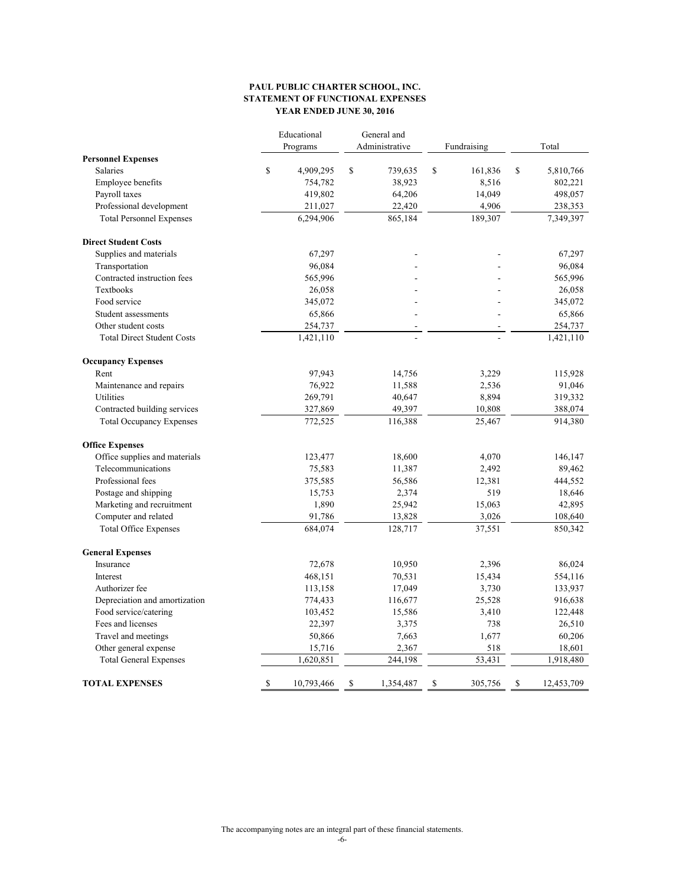**PAUL PUBLIC CHARTER SCHOOL, INC.**
**STATEMENT OF FUNCTIONAL EXPENSES**
**YEAR ENDED JUNE 30, 2016**

| | Educational Programs | General and Administrative | Fundraising | Total |
|---|---|---|---|---|
| **Personnel Expenses** | | | | |
| Salaries | $ 4,909,295 | $ 739,635 | $ 161,836 | $ 5,810,766 |
| Employee benefits | 754,782 | 38,923 | 8,516 | 802,221 |
| Payroll taxes | 419,802 | 64,206 | 14,049 | 498,057 |
| Professional development | 211,027 | 22,420 | 4,906 | 238,353 |
| Total Personnel Expenses | 6,294,906 | 865,184 | 189,307 | 7,349,397 |
| **Direct Student Costs** | | | | |
| Supplies and materials | 67,297 | - | - | 67,297 |
| Transportation | 96,084 | - | - | 96,084 |
| Contracted instruction fees | 565,996 | - | - | 565,996 |
| Textbooks | 26,058 | - | - | 26,058 |
| Food service | 345,072 | - | - | 345,072 |
| Student assessments | 65,866 | - | - | 65,866 |
| Other student costs | 254,737 | - | - | 254,737 |
| Total Direct Student Costs | 1,421,110 | - | - | 1,421,110 |
| **Occupancy Expenses** | | | | |
| Rent | 97,943 | 14,756 | 3,229 | 115,928 |
| Maintenance and repairs | 76,922 | 11,588 | 2,536 | 91,046 |
| Utilities | 269,791 | 40,647 | 8,894 | 319,332 |
| Contracted building services | 327,869 | 49,397 | 10,808 | 388,074 |
| Total Occupancy Expenses | 772,525 | 116,388 | 25,467 | 914,380 |
| **Office Expenses** | | | | |
| Office supplies and materials | 123,477 | 18,600 | 4,070 | 146,147 |
| Telecommunications | 75,583 | 11,387 | 2,492 | 89,462 |
| Professional fees | 375,585 | 56,586 | 12,381 | 444,552 |
| Postage and shipping | 15,753 | 2,374 | 519 | 18,646 |
| Marketing and recruitment | 1,890 | 25,942 | 15,063 | 42,895 |
| Computer and related | 91,786 | 13,828 | 3,026 | 108,640 |
| Total Office Expenses | 684,074 | 128,717 | 37,551 | 850,342 |
| **General Expenses** | | | | |
| Insurance | 72,678 | 10,950 | 2,396 | 86,024 |
| Interest | 468,151 | 70,531 | 15,434 | 554,116 |
| Authorizer fee | 113,158 | 17,049 | 3,730 | 133,937 |
| Depreciation and amortization | 774,433 | 116,677 | 25,528 | 916,638 |
| Food service/catering | 103,452 | 15,586 | 3,410 | 122,448 |
| Fees and licenses | 22,397 | 3,375 | 738 | 26,510 |
| Travel and meetings | 50,866 | 7,663 | 1,677 | 60,206 |
| Other general expense | 15,716 | 2,367 | 518 | 18,601 |
| Total General Expenses | 1,620,851 | 244,198 | 53,431 | 1,918,480 |
| **TOTAL EXPENSES** | $ 10,793,466 | $ 1,354,487 | $ 305,756 | $ 12,453,709 |

The accompanying notes are an integral part of these financial statements.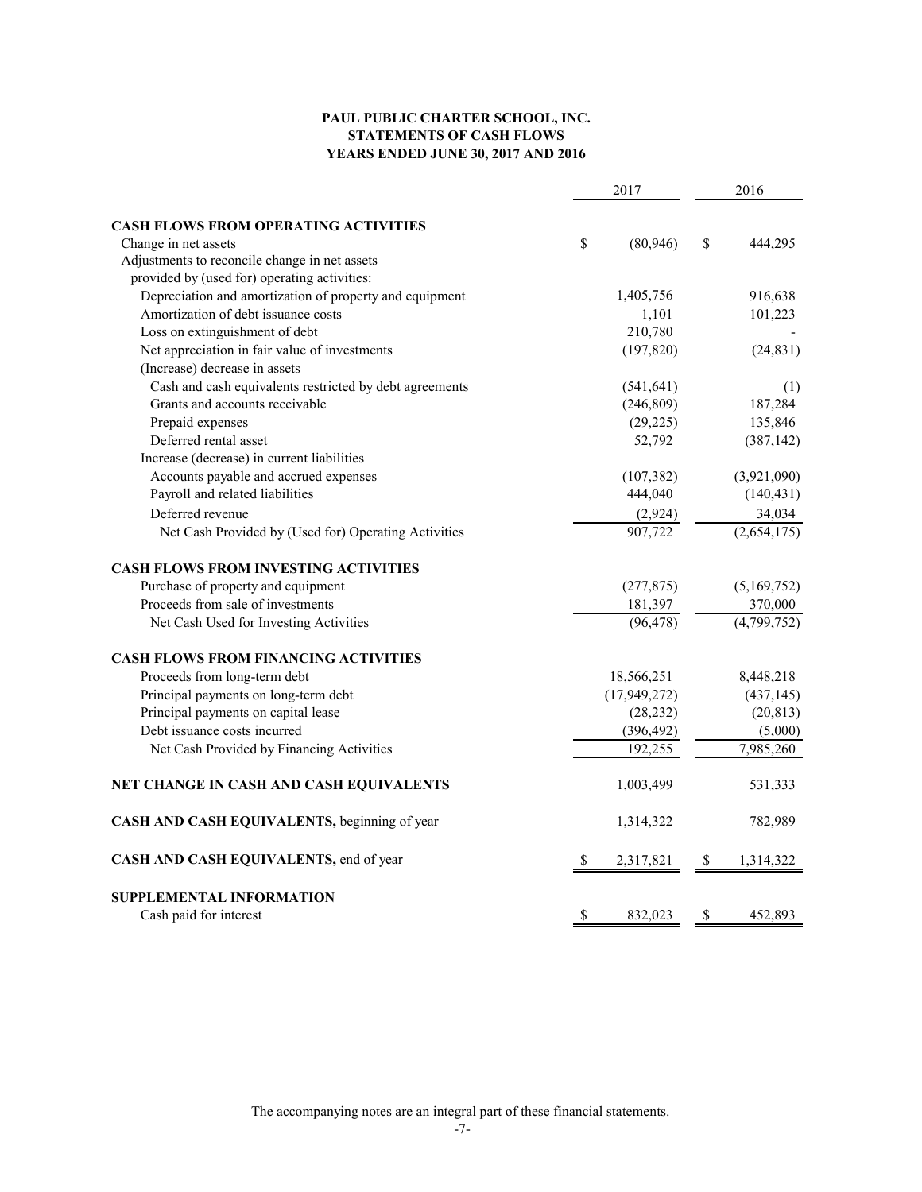# PAUL PUBLIC CHARTER SCHOOL, INC.
## STATEMENTS OF CASH FLOWS
## YEARS ENDED JUNE 30, 2017 AND 2016

| | 2017 | 2016 |
|---|---|---|
| **CASH FLOWS FROM OPERATING ACTIVITIES** | | |
| Change in net assets | $ (80,946) | $ 444,295 |
| Adjustments to reconcile change in net assets provided by (used for) operating activities: | | |
| Depreciation and amortization of property and equipment | 1,405,756 | 916,638 |
| Amortization of debt issuance costs | 1,101 | 101,223 |
| Loss on extinguishment of debt | 210,780 | - |
| Net appreciation in fair value of investments | (197,820) | (24,831) |
| (Increase) decrease in assets | | |
| Cash and cash equivalents restricted by debt agreements | (541,641) | (1) |
| Grants and accounts receivable | (246,809) | 187,284 |
| Prepaid expenses | (29,225) | 135,846 |
| Deferred rental asset | 52,792 | (387,142) |
| Increase (decrease) in current liabilities | | |
| Accounts payable and accrued expenses | (107,382) | (3,921,090) |
| Payroll and related liabilities | 444,040 | (140,431) |
| Deferred revenue | (2,924) | 34,034 |
| Net Cash Provided by (Used for) Operating Activities | 907,722 | (2,654,175) |
| **CASH FLOWS FROM INVESTING ACTIVITIES** | | |
| Purchase of property and equipment | (277,875) | (5,169,752) |
| Proceeds from sale of investments | 181,397 | 370,000 |
| Net Cash Used for Investing Activities | (96,478) | (4,799,752) |
| **CASH FLOWS FROM FINANCING ACTIVITIES** | | |
| Proceeds from long-term debt | 18,566,251 | 8,448,218 |
| Principal payments on long-term debt | (17,949,272) | (437,145) |
| Principal payments on capital lease | (28,232) | (20,813) |
| Debt issuance costs incurred | (396,492) | (5,000) |
| Net Cash Provided by Financing Activities | 192,255 | 7,985,260 |
| **NET CHANGE IN CASH AND CASH EQUIVALENTS** | 1,003,499 | 531,333 |
| **CASH AND CASH EQUIVALENTS,** beginning of year | 1,314,322 | 782,989 |
| **CASH AND CASH EQUIVALENTS,** end of year | $ 2,317,821 | $ 1,314,322 |
| **SUPPLEMENTAL INFORMATION** | | |
| Cash paid for interest | $ 832,023 | $ 452,893 |

The accompanying notes are an integral part of these financial statements.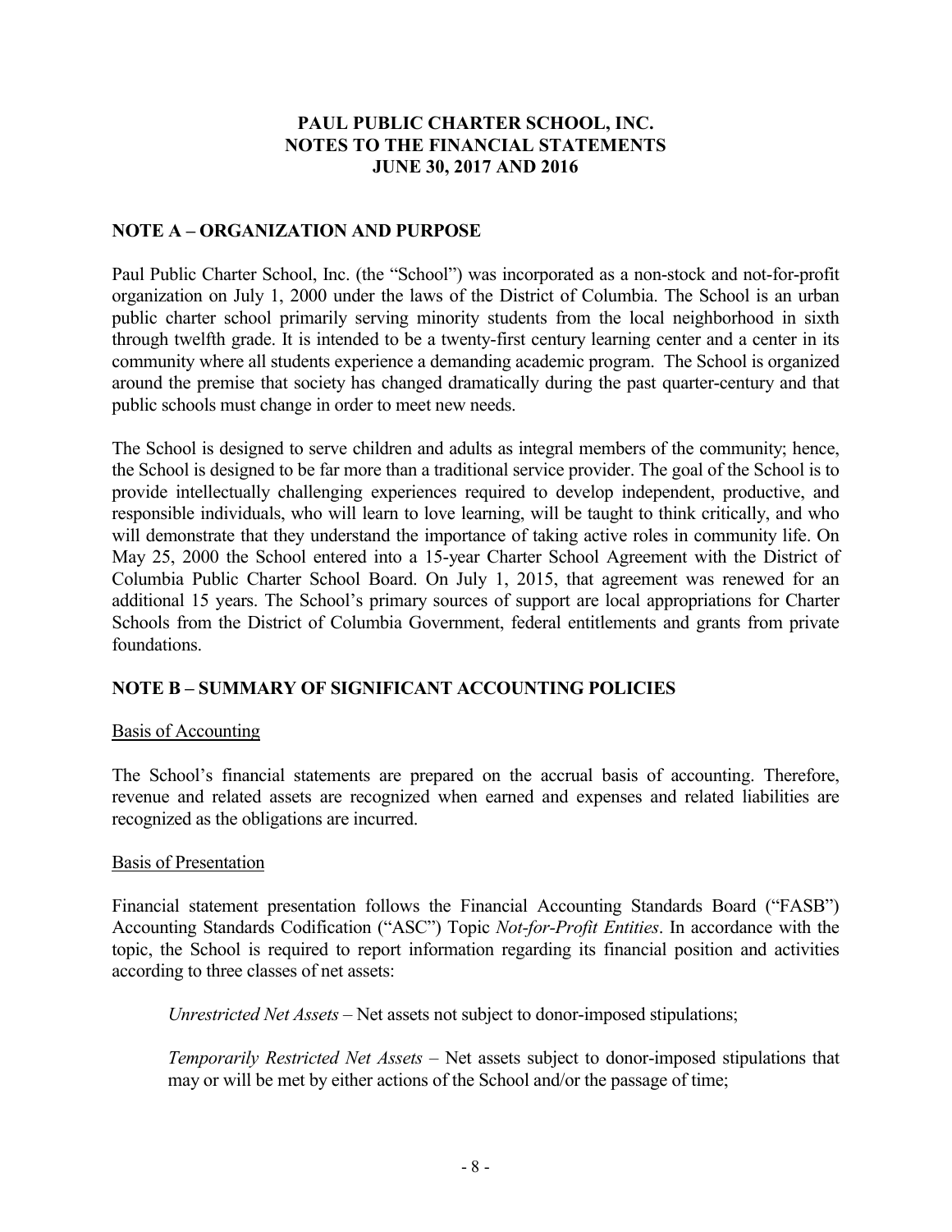# PAUL PUBLIC CHARTER SCHOOL, INC.
# NOTES TO THE FINANCIAL STATEMENTS
# JUNE 30, 2017 AND 2016

## NOTE A – ORGANIZATION AND PURPOSE

Paul Public Charter School, Inc. (the "School") was incorporated as a non-stock and not-for-profit organization on July 1, 2000 under the laws of the District of Columbia. The School is an urban public charter school primarily serving minority students from the local neighborhood in sixth through twelfth grade. It is intended to be a twenty-first century learning center and a center in its community where all students experience a demanding academic program. The School is organized around the premise that society has changed dramatically during the past quarter-century and that public schools must change in order to meet new needs.

The School is designed to serve children and adults as integral members of the community; hence, the School is designed to be far more than a traditional service provider. The goal of the School is to provide intellectually challenging experiences required to develop independent, productive, and responsible individuals, who will learn to love learning, will be taught to think critically, and who will demonstrate that they understand the importance of taking active roles in community life. On May 25, 2000 the School entered into a 15-year Charter School Agreement with the District of Columbia Public Charter School Board. On July 1, 2015, that agreement was renewed for an additional 15 years. The School's primary sources of support are local appropriations for Charter Schools from the District of Columbia Government, federal entitlements and grants from private foundations.

## NOTE B – SUMMARY OF SIGNIFICANT ACCOUNTING POLICIES

Basis of Accounting

The School's financial statements are prepared on the accrual basis of accounting. Therefore, revenue and related assets are recognized when earned and expenses and related liabilities are recognized as the obligations are incurred.

Basis of Presentation

Financial statement presentation follows the Financial Accounting Standards Board ("FASB") Accounting Standards Codification ("ASC") Topic *Not-for-Profit Entities*. In accordance with the topic, the School is required to report information regarding its financial position and activities according to three classes of net assets:

*Unrestricted Net Assets* – Net assets not subject to donor-imposed stipulations;

*Temporarily Restricted Net Assets* – Net assets subject to donor-imposed stipulations that may or will be met by either actions of the School and/or the passage of time;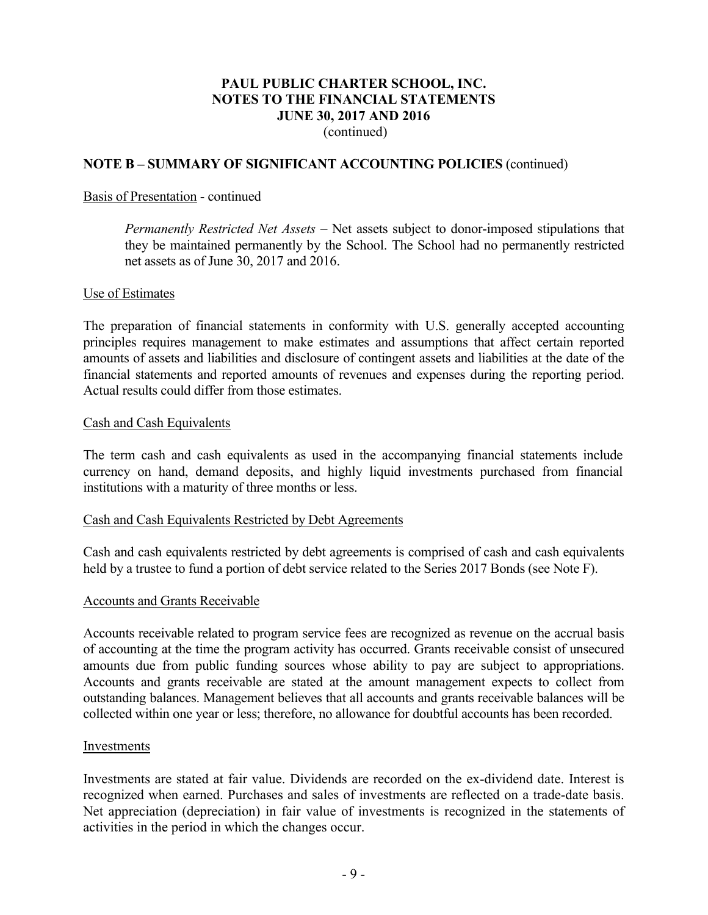**PAUL PUBLIC CHARTER SCHOOL, INC.**
**NOTES TO THE FINANCIAL STATEMENTS**
**JUNE 30, 2017 AND 2016**
(continued)

**NOTE B – SUMMARY OF SIGNIFICANT ACCOUNTING POLICIES** (continued)

Basis of Presentation - continued

*Permanently Restricted Net Assets* – Net assets subject to donor-imposed stipulations that they be maintained permanently by the School. The School had no permanently restricted net assets as of June 30, 2017 and 2016.

Use of Estimates

The preparation of financial statements in conformity with U.S. generally accepted accounting principles requires management to make estimates and assumptions that affect certain reported amounts of assets and liabilities and disclosure of contingent assets and liabilities at the date of the financial statements and reported amounts of revenues and expenses during the reporting period. Actual results could differ from those estimates.

Cash and Cash Equivalents

The term cash and cash equivalents as used in the accompanying financial statements include currency on hand, demand deposits, and highly liquid investments purchased from financial institutions with a maturity of three months or less.

Cash and Cash Equivalents Restricted by Debt Agreements

Cash and cash equivalents restricted by debt agreements is comprised of cash and cash equivalents held by a trustee to fund a portion of debt service related to the Series 2017 Bonds (see Note F).

Accounts and Grants Receivable

Accounts receivable related to program service fees are recognized as revenue on the accrual basis of accounting at the time the program activity has occurred. Grants receivable consist of unsecured amounts due from public funding sources whose ability to pay are subject to appropriations. Accounts and grants receivable are stated at the amount management expects to collect from outstanding balances. Management believes that all accounts and grants receivable balances will be collected within one year or less; therefore, no allowance for doubtful accounts has been recorded.

Investments

Investments are stated at fair value. Dividends are recorded on the ex-dividend date. Interest is recognized when earned. Purchases and sales of investments are reflected on a trade-date basis. Net appreciation (depreciation) in fair value of investments is recognized in the statements of activities in the period in which the changes occur.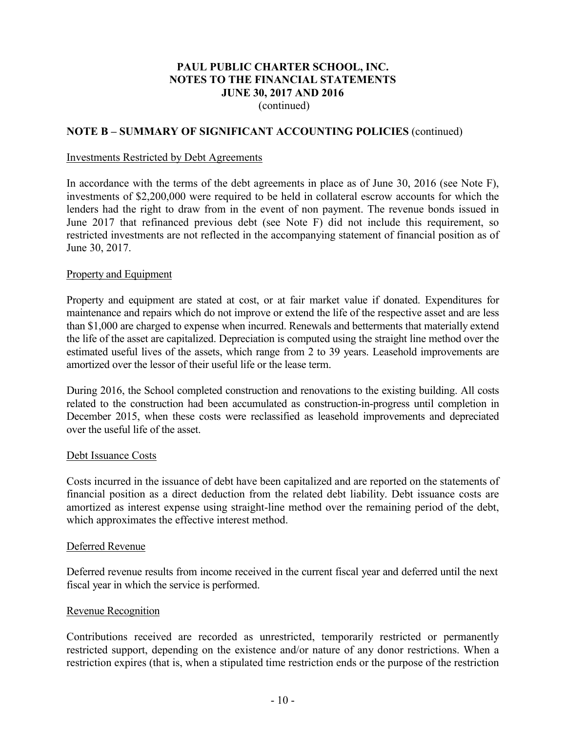# PAUL PUBLIC CHARTER SCHOOL, INC.
## NOTES TO THE FINANCIAL STATEMENTS
## JUNE 30, 2017 AND 2016
(continued)

### NOTE B – SUMMARY OF SIGNIFICANT ACCOUNTING POLICIES (continued)

Investments Restricted by Debt Agreements

In accordance with the terms of the debt agreements in place as of June 30, 2016 (see Note F), investments of $2,200,000 were required to be held in collateral escrow accounts for which the lenders had the right to draw from in the event of non payment. The revenue bonds issued in June 2017 that refinanced previous debt (see Note F) did not include this requirement, so restricted investments are not reflected in the accompanying statement of financial position as of June 30, 2017.

Property and Equipment

Property and equipment are stated at cost, or at fair market value if donated. Expenditures for maintenance and repairs which do not improve or extend the life of the respective asset and are less than $1,000 are charged to expense when incurred. Renewals and betterments that materially extend the life of the asset are capitalized. Depreciation is computed using the straight line method over the estimated useful lives of the assets, which range from 2 to 39 years. Leasehold improvements are amortized over the lessor of their useful life or the lease term.

During 2016, the School completed construction and renovations to the existing building. All costs related to the construction had been accumulated as construction-in-progress until completion in December 2015, when these costs were reclassified as leasehold improvements and depreciated over the useful life of the asset.

Debt Issuance Costs

Costs incurred in the issuance of debt have been capitalized and are reported on the statements of financial position as a direct deduction from the related debt liability. Debt issuance costs are amortized as interest expense using straight-line method over the remaining period of the debt, which approximates the effective interest method.

Deferred Revenue

Deferred revenue results from income received in the current fiscal year and deferred until the next fiscal year in which the service is performed.

Revenue Recognition

Contributions received are recorded as unrestricted, temporarily restricted or permanently restricted support, depending on the existence and/or nature of any donor restrictions. When a restriction expires (that is, when a stipulated time restriction ends or the purpose of the restriction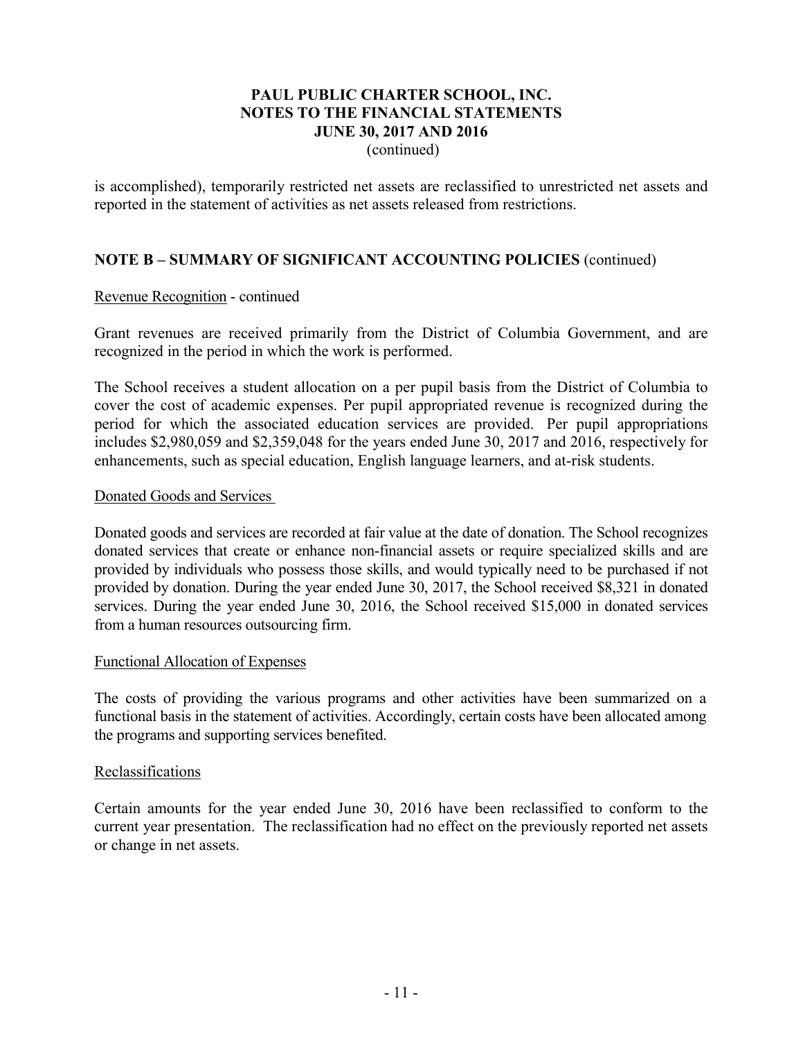is accomplished), temporarily restricted net assets are reclassified to unrestricted net assets and reported in the statement of activities as net assets released from restrictions.

## NOTE B – SUMMARY OF SIGNIFICANT ACCOUNTING POLICIES (continued)

Revenue Recognition - continued

Grant revenues are received primarily from the District of Columbia Government, and are recognized in the period in which the work is performed.

The School receives a student allocation on a per pupil basis from the District of Columbia to cover the cost of academic expenses. Per pupil appropriated revenue is recognized during the period for which the associated education services are provided. Per pupil appropriations includes $2,980,059 and $2,359,048 for the years ended June 30, 2017 and 2016, respectively for enhancements, such as special education, English language learners, and at-risk students.

Donated Goods and Services

Donated goods and services are recorded at fair value at the date of donation. The School recognizes donated services that create or enhance non-financial assets or require specialized skills and are provided by individuals who possess those skills, and would typically need to be purchased if not provided by donation. During the year ended June 30, 2017, the School received $8,321 in donated services. During the year ended June 30, 2016, the School received $15,000 in donated services from a human resources outsourcing firm.

Functional Allocation of Expenses

The costs of providing the various programs and other activities have been summarized on a functional basis in the statement of activities. Accordingly, certain costs have been allocated among the programs and supporting services benefited.

Reclassifications

Certain amounts for the year ended June 30, 2016 have been reclassified to conform to the current year presentation. The reclassification had no effect on the previously reported net assets or change in net assets.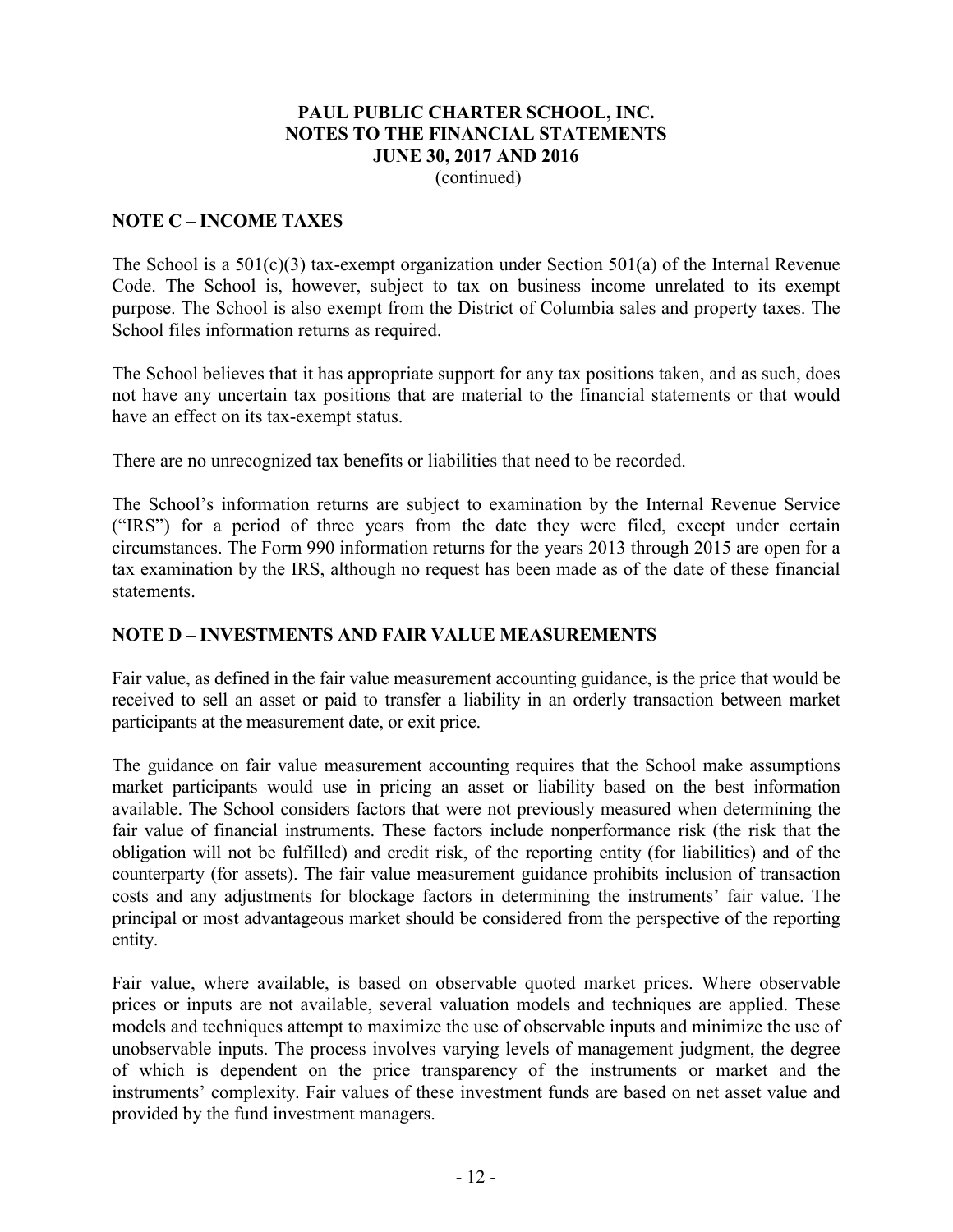## NOTE C – INCOME TAXES

The School is a 501(c)(3) tax-exempt organization under Section 501(a) of the Internal Revenue Code. The School is, however, subject to tax on business income unrelated to its exempt purpose. The School is also exempt from the District of Columbia sales and property taxes. The School files information returns as required.

The School believes that it has appropriate support for any tax positions taken, and as such, does not have any uncertain tax positions that are material to the financial statements or that would have an effect on its tax-exempt status.

There are no unrecognized tax benefits or liabilities that need to be recorded.

The School's information returns are subject to examination by the Internal Revenue Service ("IRS") for a period of three years from the date they were filed, except under certain circumstances. The Form 990 information returns for the years 2013 through 2015 are open for a tax examination by the IRS, although no request has been made as of the date of these financial statements.

## NOTE D – INVESTMENTS AND FAIR VALUE MEASUREMENTS

Fair value, as defined in the fair value measurement accounting guidance, is the price that would be received to sell an asset or paid to transfer a liability in an orderly transaction between market participants at the measurement date, or exit price.

The guidance on fair value measurement accounting requires that the School make assumptions market participants would use in pricing an asset or liability based on the best information available. The School considers factors that were not previously measured when determining the fair value of financial instruments. These factors include nonperformance risk (the risk that the obligation will not be fulfilled) and credit risk, of the reporting entity (for liabilities) and of the counterparty (for assets). The fair value measurement guidance prohibits inclusion of transaction costs and any adjustments for blockage factors in determining the instruments' fair value. The principal or most advantageous market should be considered from the perspective of the reporting entity.

Fair value, where available, is based on observable quoted market prices. Where observable prices or inputs are not available, several valuation models and techniques are applied. These models and techniques attempt to maximize the use of observable inputs and minimize the use of unobservable inputs. The process involves varying levels of management judgment, the degree of which is dependent on the price transparency of the instruments or market and the instruments' complexity. Fair values of these investment funds are based on net asset value and provided by the fund investment managers.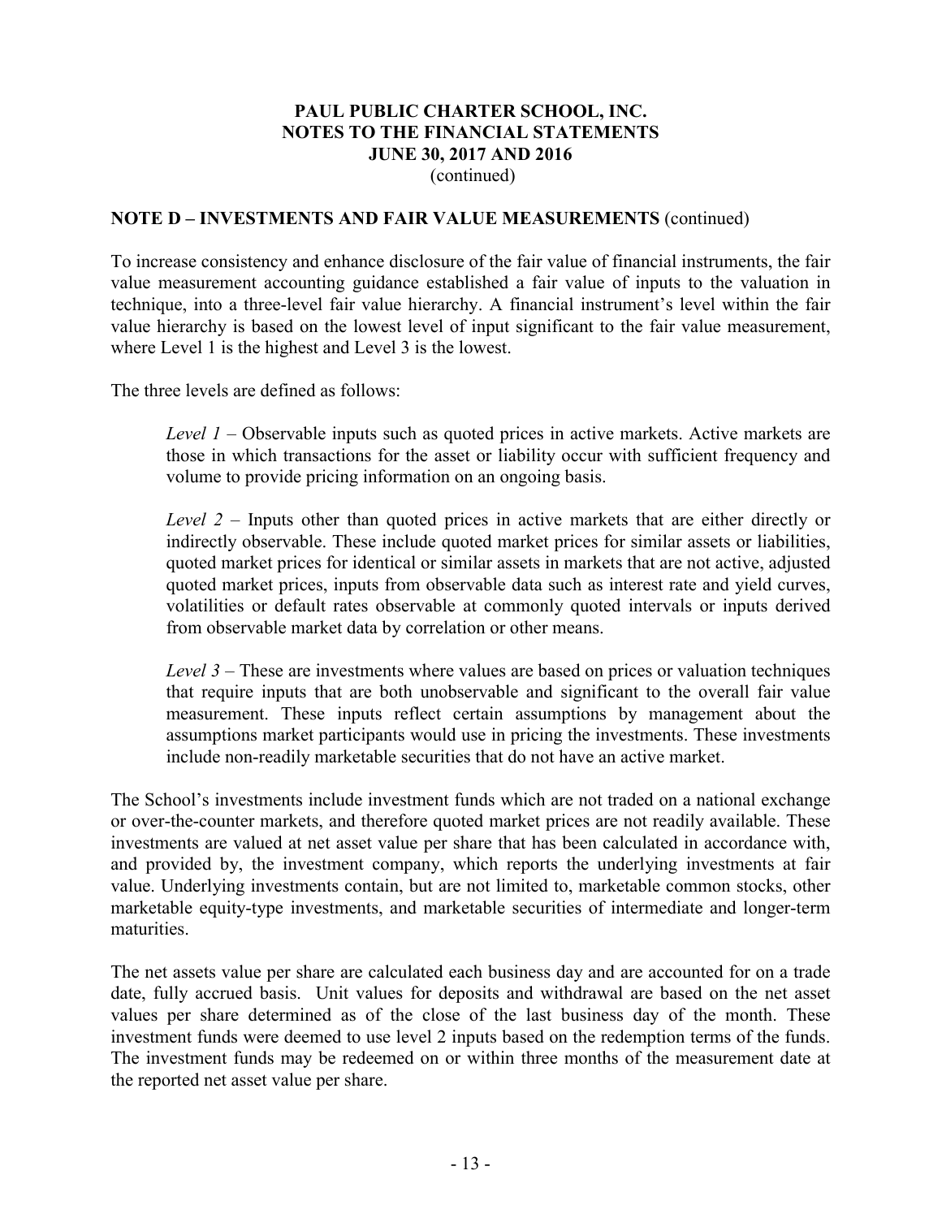## NOTE D – INVESTMENTS AND FAIR VALUE MEASUREMENTS (continued)

To increase consistency and enhance disclosure of the fair value of financial instruments, the fair value measurement accounting guidance established a fair value of inputs to the valuation in technique, into a three-level fair value hierarchy. A financial instrument's level within the fair value hierarchy is based on the lowest level of input significant to the fair value measurement, where Level 1 is the highest and Level 3 is the lowest.

The three levels are defined as follows:

> *Level 1* – Observable inputs such as quoted prices in active markets. Active markets are those in which transactions for the asset or liability occur with sufficient frequency and volume to provide pricing information on an ongoing basis.
>
> *Level 2* – Inputs other than quoted prices in active markets that are either directly or indirectly observable. These include quoted market prices for similar assets or liabilities, quoted market prices for identical or similar assets in markets that are not active, adjusted quoted market prices, inputs from observable data such as interest rate and yield curves, volatilities or default rates observable at commonly quoted intervals or inputs derived from observable market data by correlation or other means.
>
> *Level 3* – These are investments where values are based on prices or valuation techniques that require inputs that are both unobservable and significant to the overall fair value measurement. These inputs reflect certain assumptions by management about the assumptions market participants would use in pricing the investments. These investments include non-readily marketable securities that do not have an active market.

The School's investments include investment funds which are not traded on a national exchange or over-the-counter markets, and therefore quoted market prices are not readily available. These investments are valued at net asset value per share that has been calculated in accordance with, and provided by, the investment company, which reports the underlying investments at fair value. Underlying investments contain, but are not limited to, marketable common stocks, other marketable equity-type investments, and marketable securities of intermediate and longer-term maturities.

The net assets value per share are calculated each business day and are accounted for on a trade date, fully accrued basis. Unit values for deposits and withdrawal are based on the net asset values per share determined as of the close of the last business day of the month. These investment funds were deemed to use level 2 inputs based on the redemption terms of the funds. The investment funds may be redeemed on or within three months of the measurement date at the reported net asset value per share.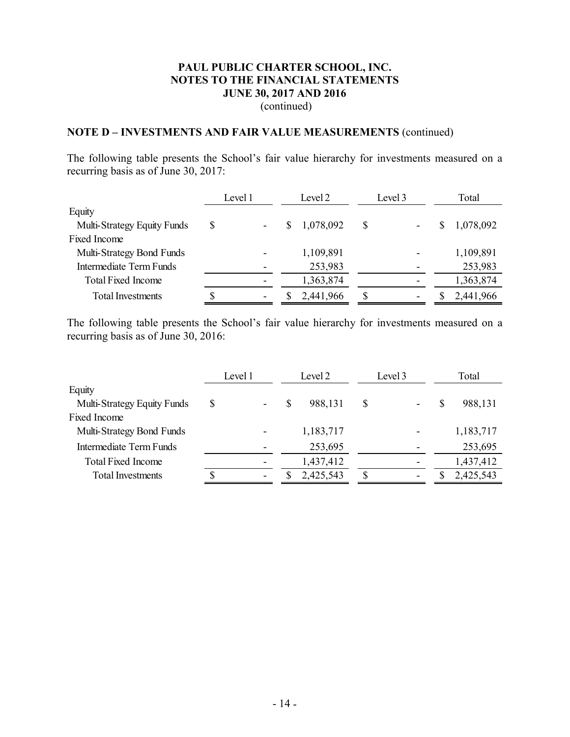# PAUL PUBLIC CHARTER SCHOOL, INC.
# NOTES TO THE FINANCIAL STATEMENTS
# JUNE 30, 2017 AND 2016
(continued)

## NOTE D – INVESTMENTS AND FAIR VALUE MEASUREMENTS (continued)

The following table presents the School's fair value hierarchy for investments measured on a recurring basis as of June 30, 2017:

| | Level 1 | Level 2 | Level 3 | Total |
|---|---|---|---|---|
| Equity | | | | |
| Multi-Strategy Equity Funds | $ - | $ 1,078,092 | $ - | $ 1,078,092 |
| Fixed Income | | | | |
| Multi-Strategy Bond Funds | - | 1,109,891 | - | 1,109,891 |
| Intermediate Term Funds | - | 253,983 | - | 253,983 |
| Total Fixed Income | - | 1,363,874 | - | 1,363,874 |
| Total Investments | $ - | $ 2,441,966 | $ - | $ 2,441,966 |

The following table presents the School's fair value hierarchy for investments measured on a recurring basis as of June 30, 2016:

| | Level 1 | Level 2 | Level 3 | Total |
|---|---|---|---|---|
| Equity | | | | |
| Multi-Strategy Equity Funds | $ - | $ 988,131 | $ - | $ 988,131 |
| Fixed Income | | | | |
| Multi-Strategy Bond Funds | - | 1,183,717 | - | 1,183,717 |
| Intermediate Term Funds | - | 253,695 | - | 253,695 |
| Total Fixed Income | - | 1,437,412 | - | 1,437,412 |
| Total Investments | $ - | $ 2,425,543 | $ - | $ 2,425,543 |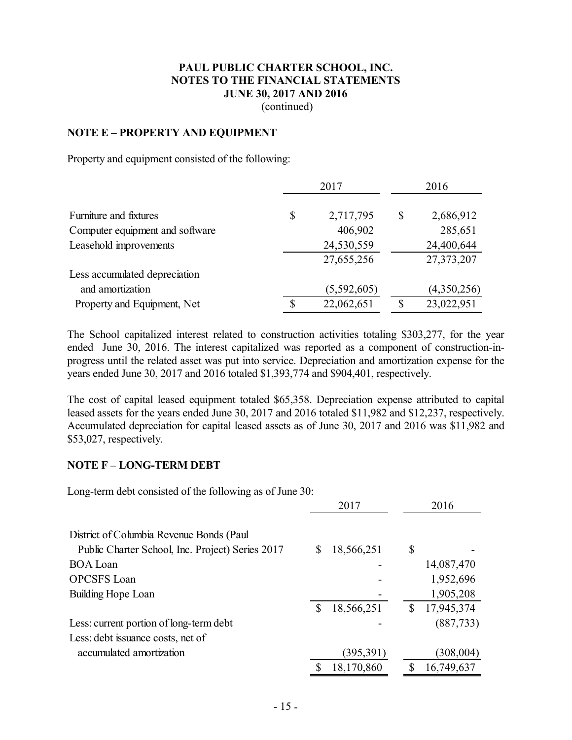**PAUL PUBLIC CHARTER SCHOOL, INC.**
**NOTES TO THE FINANCIAL STATEMENTS**
**JUNE 30, 2017 AND 2016**
(continued)

## NOTE E – PROPERTY AND EQUIPMENT

Property and equipment consisted of the following:

| | 2017 | 2016 |
|---|---|---|
| Furniture and fixtures | $ 2,717,795 | $ 2,686,912 |
| Computer equipment and software | 406,902 | 285,651 |
| Leasehold improvements | 24,530,559 | 24,400,644 |
| | 27,655,256 | 27,373,207 |
| Less accumulated depreciation and amortization | (5,592,605) | (4,350,256) |
| Property and Equipment, Net | $ 22,062,651 | $ 23,022,951 |

The School capitalized interest related to construction activities totaling $303,277, for the year ended June 30, 2016. The interest capitalized was reported as a component of construction-in-progress until the related asset was put into service. Depreciation and amortization expense for the years ended June 30, 2017 and 2016 totaled $1,393,774 and $904,401, respectively.

The cost of capital leased equipment totaled $65,358. Depreciation expense attributed to capital leased assets for the years ended June 30, 2017 and 2016 totaled $11,982 and $12,237, respectively. Accumulated depreciation for capital leased assets as of June 30, 2017 and 2016 was $11,982 and $53,027, respectively.

## NOTE F – LONG-TERM DEBT

Long-term debt consisted of the following as of June 30:

| | 2017 | 2016 |
|---|---|---|
| District of Columbia Revenue Bonds (Paul Public Charter School, Inc. Project) Series 2017 | $ 18,566,251 | $ - |
| BOA Loan | - | 14,087,470 |
| OPCSFS Loan | - | 1,952,696 |
| Building Hope Loan | - | 1,905,208 |
| | $ 18,566,251 | $ 17,945,374 |
| Less: current portion of long-term debt | - | (887,733) |
| Less: debt issuance costs, net of accumulated amortization | (395,391) | (308,004) |
| | $ 18,170,860 | $ 16,749,637 |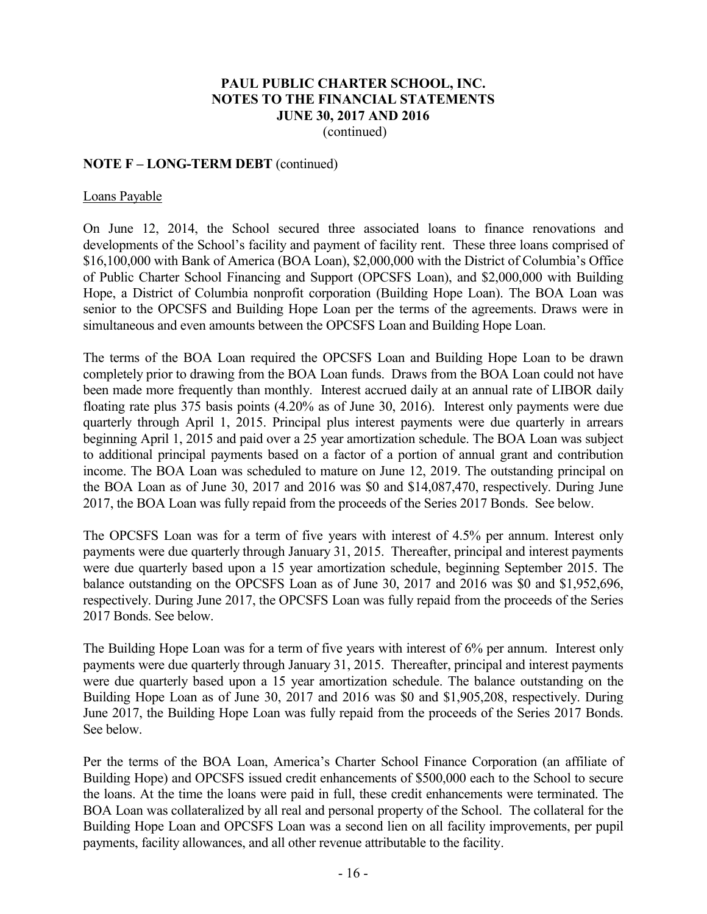## NOTE F – LONG-TERM DEBT (continued)

Loans Payable

On June 12, 2014, the School secured three associated loans to finance renovations and developments of the School's facility and payment of facility rent. These three loans comprised of \$16,100,000 with Bank of America (BOA Loan), \$2,000,000 with the District of Columbia's Office of Public Charter School Financing and Support (OPCSFS Loan), and \$2,000,000 with Building Hope, a District of Columbia nonprofit corporation (Building Hope Loan). The BOA Loan was senior to the OPCSFS and Building Hope Loan per the terms of the agreements. Draws were in simultaneous and even amounts between the OPCSFS Loan and Building Hope Loan.

The terms of the BOA Loan required the OPCSFS Loan and Building Hope Loan to be drawn completely prior to drawing from the BOA Loan funds. Draws from the BOA Loan could not have been made more frequently than monthly. Interest accrued daily at an annual rate of LIBOR daily floating rate plus 375 basis points (4.20% as of June 30, 2016). Interest only payments were due quarterly through April 1, 2015. Principal plus interest payments were due quarterly in arrears beginning April 1, 2015 and paid over a 25 year amortization schedule. The BOA Loan was subject to additional principal payments based on a factor of a portion of annual grant and contribution income. The BOA Loan was scheduled to mature on June 12, 2019. The outstanding principal on the BOA Loan as of June 30, 2017 and 2016 was \$0 and \$14,087,470, respectively. During June 2017, the BOA Loan was fully repaid from the proceeds of the Series 2017 Bonds. See below.

The OPCSFS Loan was for a term of five years with interest of 4.5% per annum. Interest only payments were due quarterly through January 31, 2015. Thereafter, principal and interest payments were due quarterly based upon a 15 year amortization schedule, beginning September 2015. The balance outstanding on the OPCSFS Loan as of June 30, 2017 and 2016 was \$0 and \$1,952,696, respectively. During June 2017, the OPCSFS Loan was fully repaid from the proceeds of the Series 2017 Bonds. See below.

The Building Hope Loan was for a term of five years with interest of 6% per annum. Interest only payments were due quarterly through January 31, 2015. Thereafter, principal and interest payments were due quarterly based upon a 15 year amortization schedule. The balance outstanding on the Building Hope Loan as of June 30, 2017 and 2016 was \$0 and \$1,905,208, respectively. During June 2017, the Building Hope Loan was fully repaid from the proceeds of the Series 2017 Bonds. See below.

Per the terms of the BOA Loan, America's Charter School Finance Corporation (an affiliate of Building Hope) and OPCSFS issued credit enhancements of \$500,000 each to the School to secure the loans. At the time the loans were paid in full, these credit enhancements were terminated. The BOA Loan was collateralized by all real and personal property of the School. The collateral for the Building Hope Loan and OPCSFS Loan was a second lien on all facility improvements, per pupil payments, facility allowances, and all other revenue attributable to the facility.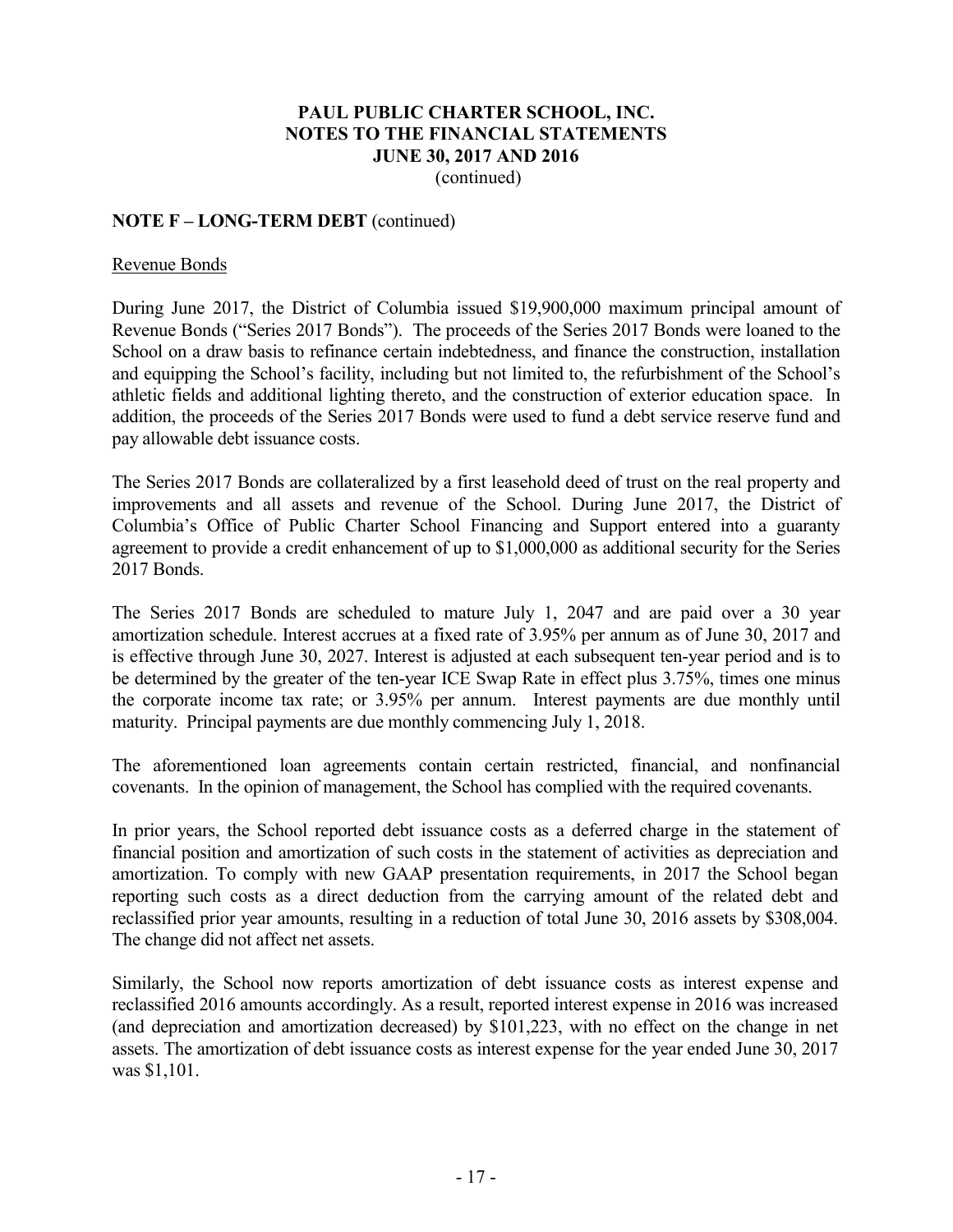# PAUL PUBLIC CHARTER SCHOOL, INC.
## NOTES TO THE FINANCIAL STATEMENTS
## JUNE 30, 2017 AND 2016
(continued)

**NOTE F – LONG-TERM DEBT** (continued)

Revenue Bonds

During June 2017, the District of Columbia issued $19,900,000 maximum principal amount of Revenue Bonds ("Series 2017 Bonds"). The proceeds of the Series 2017 Bonds were loaned to the School on a draw basis to refinance certain indebtedness, and finance the construction, installation and equipping the School's facility, including but not limited to, the refurbishment of the School's athletic fields and additional lighting thereto, and the construction of exterior education space. In addition, the proceeds of the Series 2017 Bonds were used to fund a debt service reserve fund and pay allowable debt issuance costs.

The Series 2017 Bonds are collateralized by a first leasehold deed of trust on the real property and improvements and all assets and revenue of the School. During June 2017, the District of Columbia's Office of Public Charter School Financing and Support entered into a guaranty agreement to provide a credit enhancement of up to $1,000,000 as additional security for the Series 2017 Bonds.

The Series 2017 Bonds are scheduled to mature July 1, 2047 and are paid over a 30 year amortization schedule. Interest accrues at a fixed rate of 3.95% per annum as of June 30, 2017 and is effective through June 30, 2027. Interest is adjusted at each subsequent ten-year period and is to be determined by the greater of the ten-year ICE Swap Rate in effect plus 3.75%, times one minus the corporate income tax rate; or 3.95% per annum. Interest payments are due monthly until maturity. Principal payments are due monthly commencing July 1, 2018.

The aforementioned loan agreements contain certain restricted, financial, and nonfinancial covenants. In the opinion of management, the School has complied with the required covenants.

In prior years, the School reported debt issuance costs as a deferred charge in the statement of financial position and amortization of such costs in the statement of activities as depreciation and amortization. To comply with new GAAP presentation requirements, in 2017 the School began reporting such costs as a direct deduction from the carrying amount of the related debt and reclassified prior year amounts, resulting in a reduction of total June 30, 2016 assets by $308,004. The change did not affect net assets.

Similarly, the School now reports amortization of debt issuance costs as interest expense and reclassified 2016 amounts accordingly. As a result, reported interest expense in 2016 was increased (and depreciation and amortization decreased) by $101,223, with no effect on the change in net assets. The amortization of debt issuance costs as interest expense for the year ended June 30, 2017 was $1,101.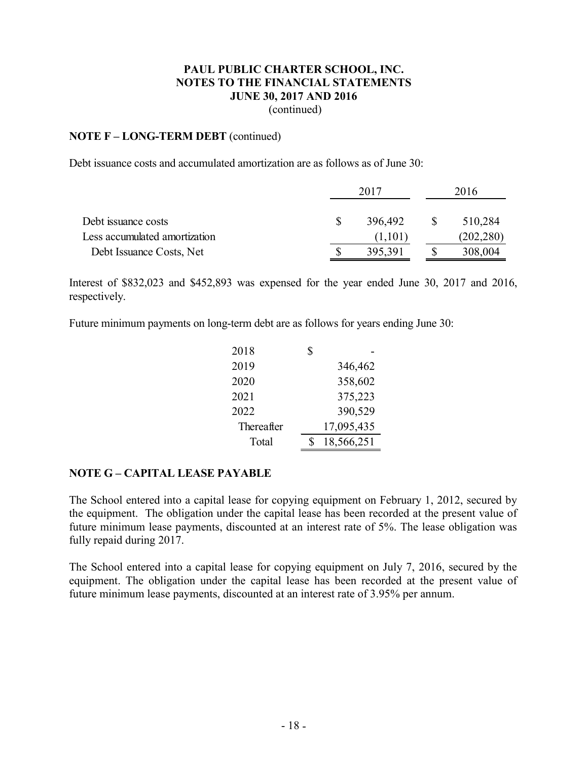**PAUL PUBLIC CHARTER SCHOOL, INC.**
**NOTES TO THE FINANCIAL STATEMENTS**
**JUNE 30, 2017 AND 2016**
(continued)

**NOTE F – LONG-TERM DEBT** (continued)

Debt issuance costs and accumulated amortization are as follows as of June 30:

| | 2017 | 2016 |
|---|---|---|
| Debt issuance costs | $ 396,492 | $ 510,284 |
| Less accumulated amortization | (1,101) | (202,280) |
| Debt Issuance Costs, Net | $ 395,391 | $ 308,004 |

Interest of $832,023 and $452,893 was expensed for the year ended June 30, 2017 and 2016, respectively.

Future minimum payments on long-term debt are as follows for years ending June 30:

| | |
|---|---|
| 2018 | $ - |
| 2019 | 346,462 |
| 2020 | 358,602 |
| 2021 | 375,223 |
| 2022 | 390,529 |
| Thereafter | 17,095,435 |
| Total | $ 18,566,251 |

**NOTE G – CAPITAL LEASE PAYABLE**

The School entered into a capital lease for copying equipment on February 1, 2012, secured by the equipment. The obligation under the capital lease has been recorded at the present value of future minimum lease payments, discounted at an interest rate of 5%. The lease obligation was fully repaid during 2017.

The School entered into a capital lease for copying equipment on July 7, 2016, secured by the equipment. The obligation under the capital lease has been recorded at the present value of future minimum lease payments, discounted at an interest rate of 3.95% per annum.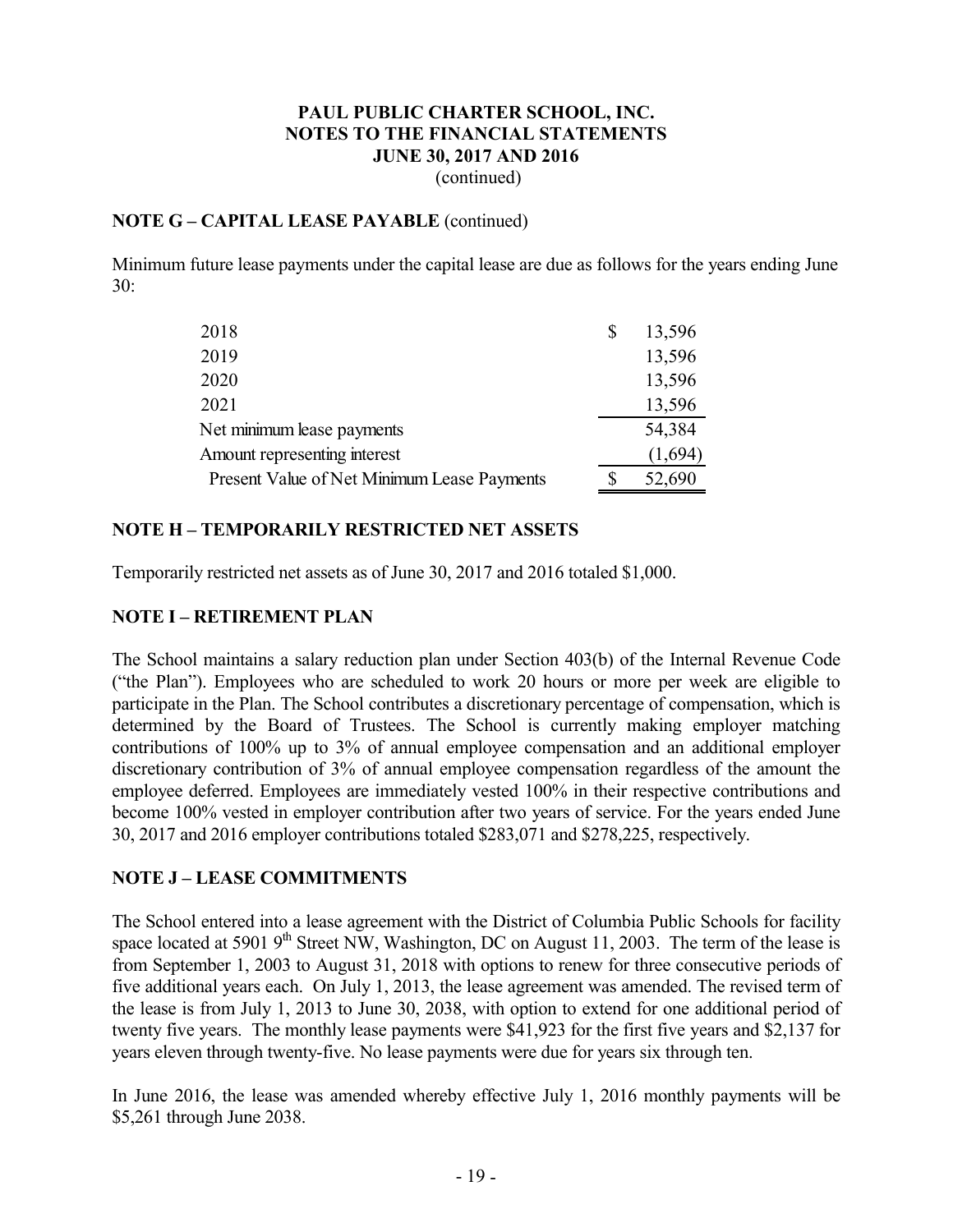**NOTE G – CAPITAL LEASE PAYABLE** (continued)

Minimum future lease payments under the capital lease are due as follows for the years ending June 30:

| | |
|---|---|
| 2018 | $ 13,596 |
| 2019 | 13,596 |
| 2020 | 13,596 |
| 2021 | 13,596 |
| Net minimum lease payments | 54,384 |
| Amount representing interest | (1,694) |
| Present Value of Net Minimum Lease Payments | $ 52,690 |

## NOTE H – TEMPORARILY RESTRICTED NET ASSETS

Temporarily restricted net assets as of June 30, 2017 and 2016 totaled $1,000.

## NOTE I – RETIREMENT PLAN

The School maintains a salary reduction plan under Section 403(b) of the Internal Revenue Code ("the Plan"). Employees who are scheduled to work 20 hours or more per week are eligible to participate in the Plan. The School contributes a discretionary percentage of compensation, which is determined by the Board of Trustees. The School is currently making employer matching contributions of 100% up to 3% of annual employee compensation and an additional employer discretionary contribution of 3% of annual employee compensation regardless of the amount the employee deferred. Employees are immediately vested 100% in their respective contributions and become 100% vested in employer contribution after two years of service. For the years ended June 30, 2017 and 2016 employer contributions totaled $283,071 and $278,225, respectively.

## NOTE J – LEASE COMMITMENTS

The School entered into a lease agreement with the District of Columbia Public Schools for facility space located at 5901 9th Street NW, Washington, DC on August 11, 2003. The term of the lease is from September 1, 2003 to August 31, 2018 with options to renew for three consecutive periods of five additional years each. On July 1, 2013, the lease agreement was amended. The revised term of the lease is from July 1, 2013 to June 30, 2038, with option to extend for one additional period of twenty five years. The monthly lease payments were $41,923 for the first five years and $2,137 for years eleven through twenty-five. No lease payments were due for years six through ten.

In June 2016, the lease was amended whereby effective July 1, 2016 monthly payments will be $5,261 through June 2038.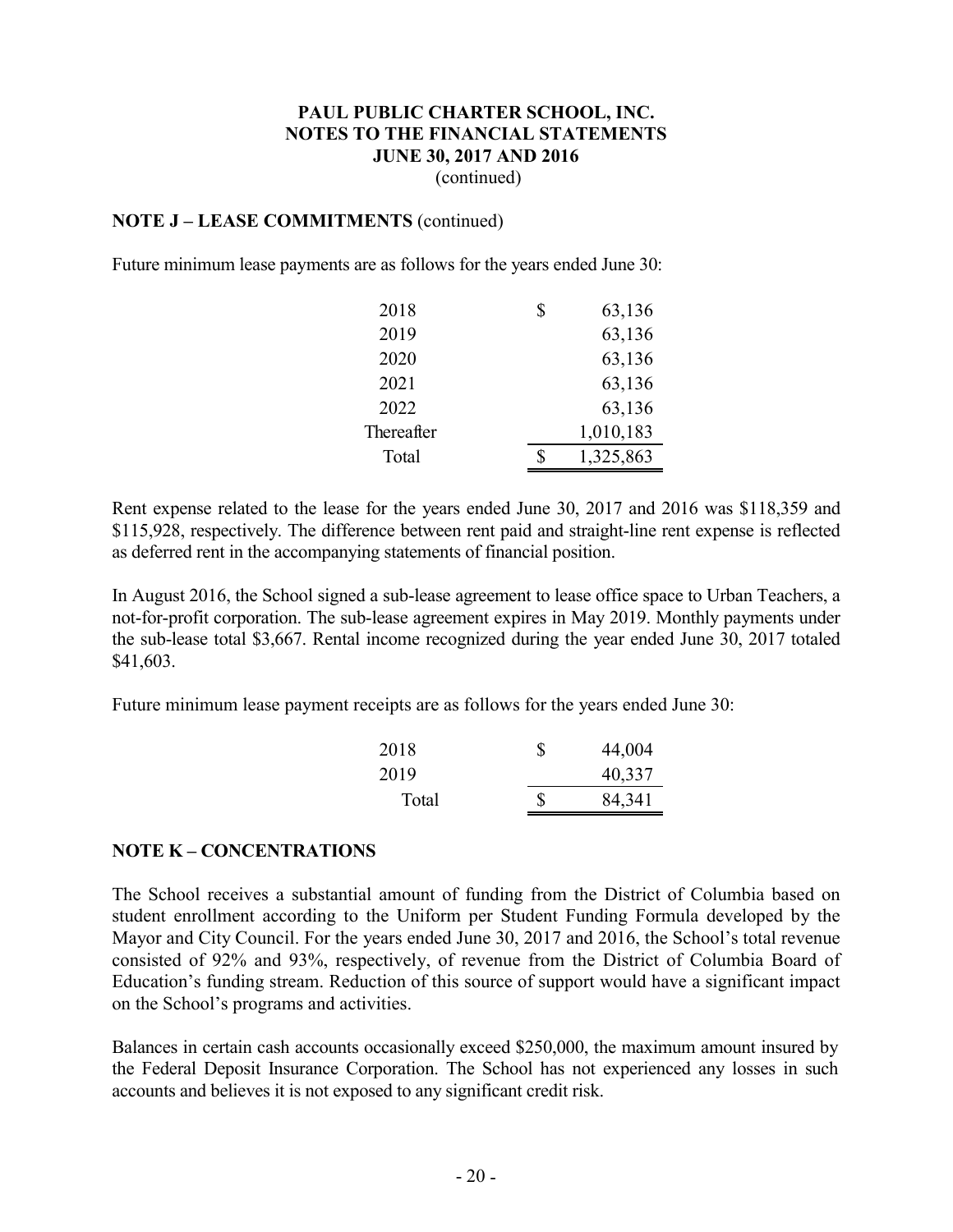## NOTE J – LEASE COMMITMENTS (continued)

Future minimum lease payments are as follows for the years ended June 30:

| | |
|---|---|
| 2018 | $ 63,136 |
| 2019 | 63,136 |
| 2020 | 63,136 |
| 2021 | 63,136 |
| 2022 | 63,136 |
| Thereafter | 1,010,183 |
| Total | $ 1,325,863 |

Rent expense related to the lease for the years ended June 30, 2017 and 2016 was $118,359 and $115,928, respectively. The difference between rent paid and straight-line rent expense is reflected as deferred rent in the accompanying statements of financial position.

In August 2016, the School signed a sub-lease agreement to lease office space to Urban Teachers, a not-for-profit corporation. The sub-lease agreement expires in May 2019. Monthly payments under the sub-lease total $3,667. Rental income recognized during the year ended June 30, 2017 totaled $41,603.

Future minimum lease payment receipts are as follows for the years ended June 30:

| | |
|---|---|
| 2018 | $ 44,004 |
| 2019 | 40,337 |
| Total | $ 84,341 |

## NOTE K – CONCENTRATIONS

The School receives a substantial amount of funding from the District of Columbia based on student enrollment according to the Uniform per Student Funding Formula developed by the Mayor and City Council. For the years ended June 30, 2017 and 2016, the School's total revenue consisted of 92% and 93%, respectively, of revenue from the District of Columbia Board of Education's funding stream. Reduction of this source of support would have a significant impact on the School's programs and activities.

Balances in certain cash accounts occasionally exceed $250,000, the maximum amount insured by the Federal Deposit Insurance Corporation. The School has not experienced any losses in such accounts and believes it is not exposed to any significant credit risk.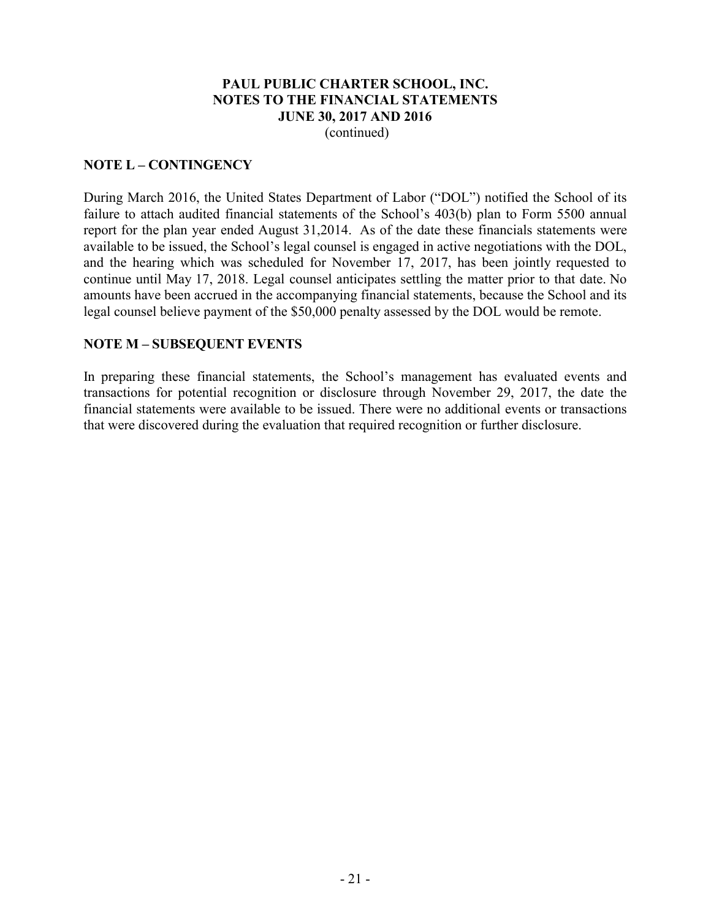**PAUL PUBLIC CHARTER SCHOOL, INC.**
**NOTES TO THE FINANCIAL STATEMENTS**
**JUNE 30, 2017 AND 2016**
(continued)

## NOTE L – CONTINGENCY

During March 2016, the United States Department of Labor ("DOL") notified the School of its failure to attach audited financial statements of the School's 403(b) plan to Form 5500 annual report for the plan year ended August 31,2014. As of the date these financials statements were available to be issued, the School's legal counsel is engaged in active negotiations with the DOL, and the hearing which was scheduled for November 17, 2017, has been jointly requested to continue until May 17, 2018. Legal counsel anticipates settling the matter prior to that date. No amounts have been accrued in the accompanying financial statements, because the School and its legal counsel believe payment of the $50,000 penalty assessed by the DOL would be remote.

## NOTE M – SUBSEQUENT EVENTS

In preparing these financial statements, the School's management has evaluated events and transactions for potential recognition or disclosure through November 29, 2017, the date the financial statements were available to be issued. There were no additional events or transactions that were discovered during the evaluation that required recognition or further disclosure.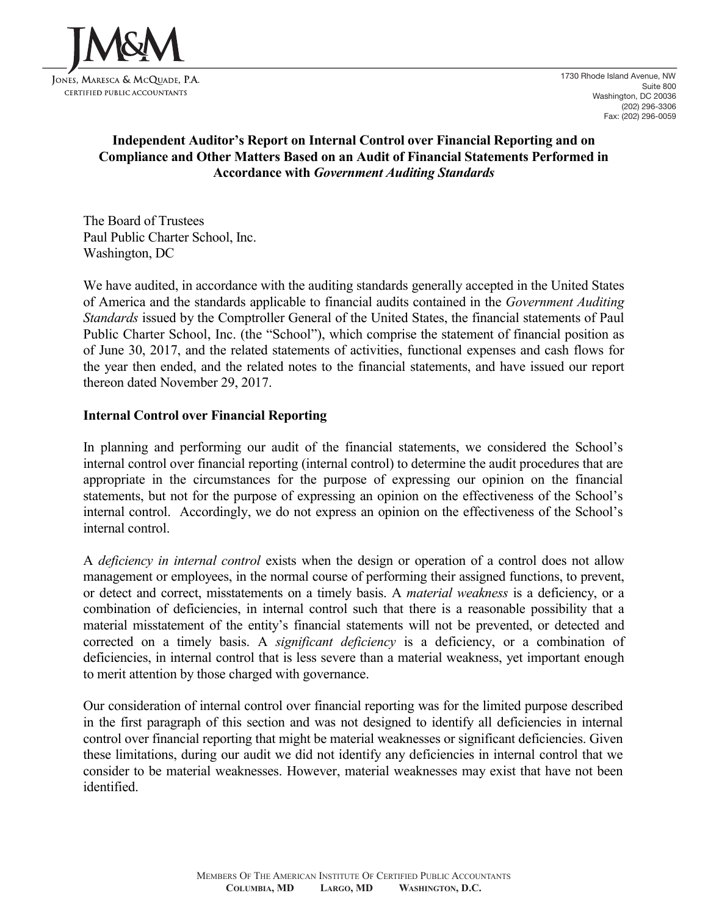JM&M

Jones, Maresca & McQuade, P.A.
Certified Public Accountants

1730 Rhode Island Avenue, NW
Suite 800
Washington, DC 20036
(202) 296-3306
Fax: (202) 296-0059

## Independent Auditor's Report on Internal Control over Financial Reporting and on Compliance and Other Matters Based on an Audit of Financial Statements Performed in Accordance with *Government Auditing Standards*

The Board of Trustees
Paul Public Charter School, Inc.
Washington, DC

We have audited, in accordance with the auditing standards generally accepted in the United States of America and the standards applicable to financial audits contained in the *Government Auditing Standards* issued by the Comptroller General of the United States, the financial statements of Paul Public Charter School, Inc. (the "School"), which comprise the statement of financial position as of June 30, 2017, and the related statements of activities, functional expenses and cash flows for the year then ended, and the related notes to the financial statements, and have issued our report thereon dated November 29, 2017.

### Internal Control over Financial Reporting

In planning and performing our audit of the financial statements, we considered the School's internal control over financial reporting (internal control) to determine the audit procedures that are appropriate in the circumstances for the purpose of expressing our opinion on the financial statements, but not for the purpose of expressing an opinion on the effectiveness of the School's internal control. Accordingly, we do not express an opinion on the effectiveness of the School's internal control.

A *deficiency in internal control* exists when the design or operation of a control does not allow management or employees, in the normal course of performing their assigned functions, to prevent, or detect and correct, misstatements on a timely basis. A *material weakness* is a deficiency, or a combination of deficiencies, in internal control such that there is a reasonable possibility that a material misstatement of the entity's financial statements will not be prevented, or detected and corrected on a timely basis. A *significant deficiency* is a deficiency, or a combination of deficiencies, in internal control that is less severe than a material weakness, yet important enough to merit attention by those charged with governance.

Our consideration of internal control over financial reporting was for the limited purpose described in the first paragraph of this section and was not designed to identify all deficiencies in internal control over financial reporting that might be material weaknesses or significant deficiencies. Given these limitations, during our audit we did not identify any deficiencies in internal control that we consider to be material weaknesses. However, material weaknesses may exist that have not been identified.

Members Of The American Institute Of Certified Public Accountants
**Columbia, MD Largo, MD Washington, D.C.**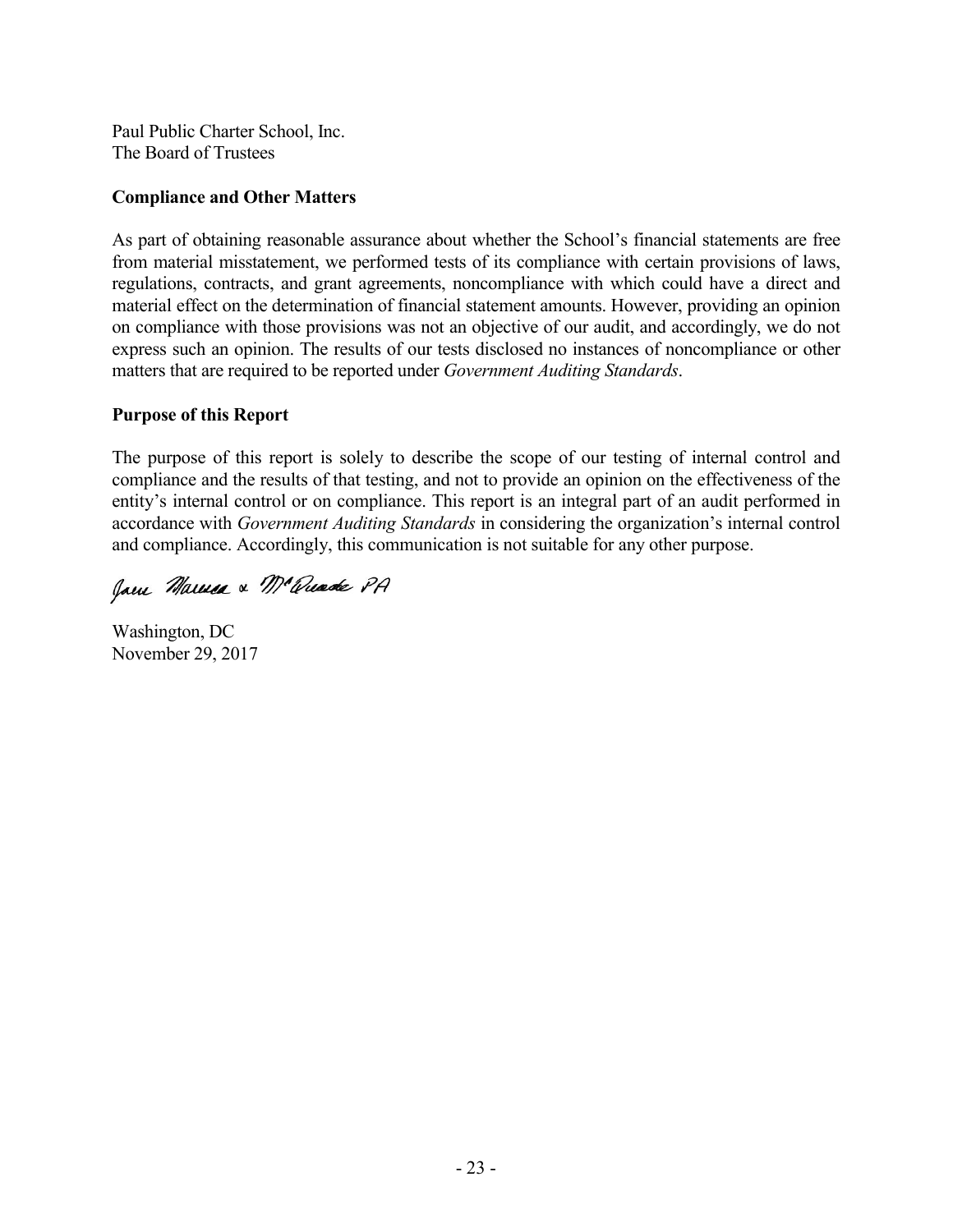Paul Public Charter School, Inc.
The Board of Trustees

**Compliance and Other Matters**

As part of obtaining reasonable assurance about whether the School's financial statements are free from material misstatement, we performed tests of its compliance with certain provisions of laws, regulations, contracts, and grant agreements, noncompliance with which could have a direct and material effect on the determination of financial statement amounts. However, providing an opinion on compliance with those provisions was not an objective of our audit, and accordingly, we do not express such an opinion. The results of our tests disclosed no instances of noncompliance or other matters that are required to be reported under *Government Auditing Standards*.

**Purpose of this Report**

The purpose of this report is solely to describe the scope of our testing of internal control and compliance and the results of that testing, and not to provide an opinion on the effectiveness of the entity's internal control or on compliance. This report is an integral part of an audit performed in accordance with *Government Auditing Standards* in considering the organization's internal control and compliance. Accordingly, this communication is not suitable for any other purpose.

Jane Marcus & McQuade PA

Washington, DC
November 29, 2017